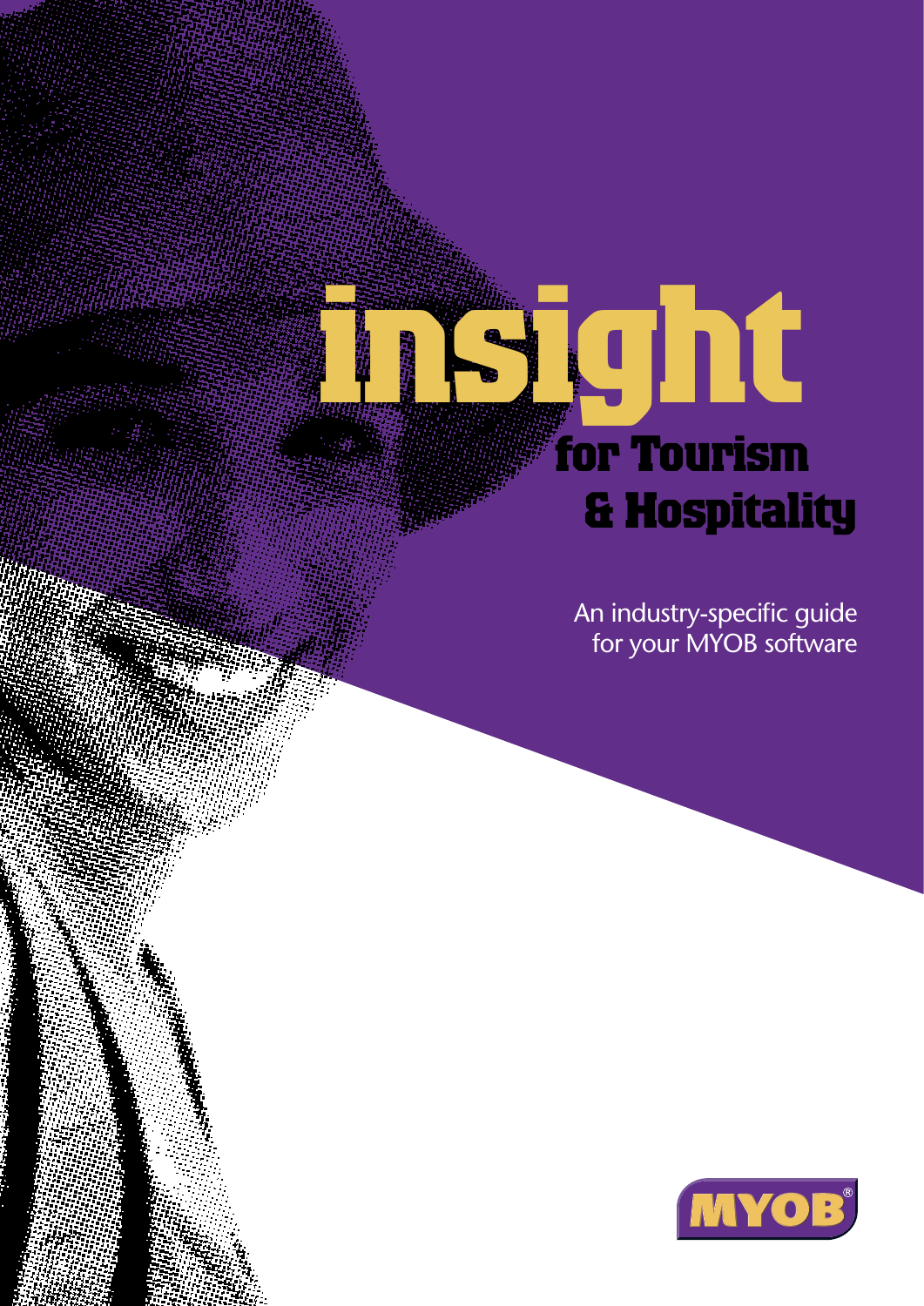# insight
## for Tourism & Hospitality

An industry-specific guide for your MYOB software

MYOB®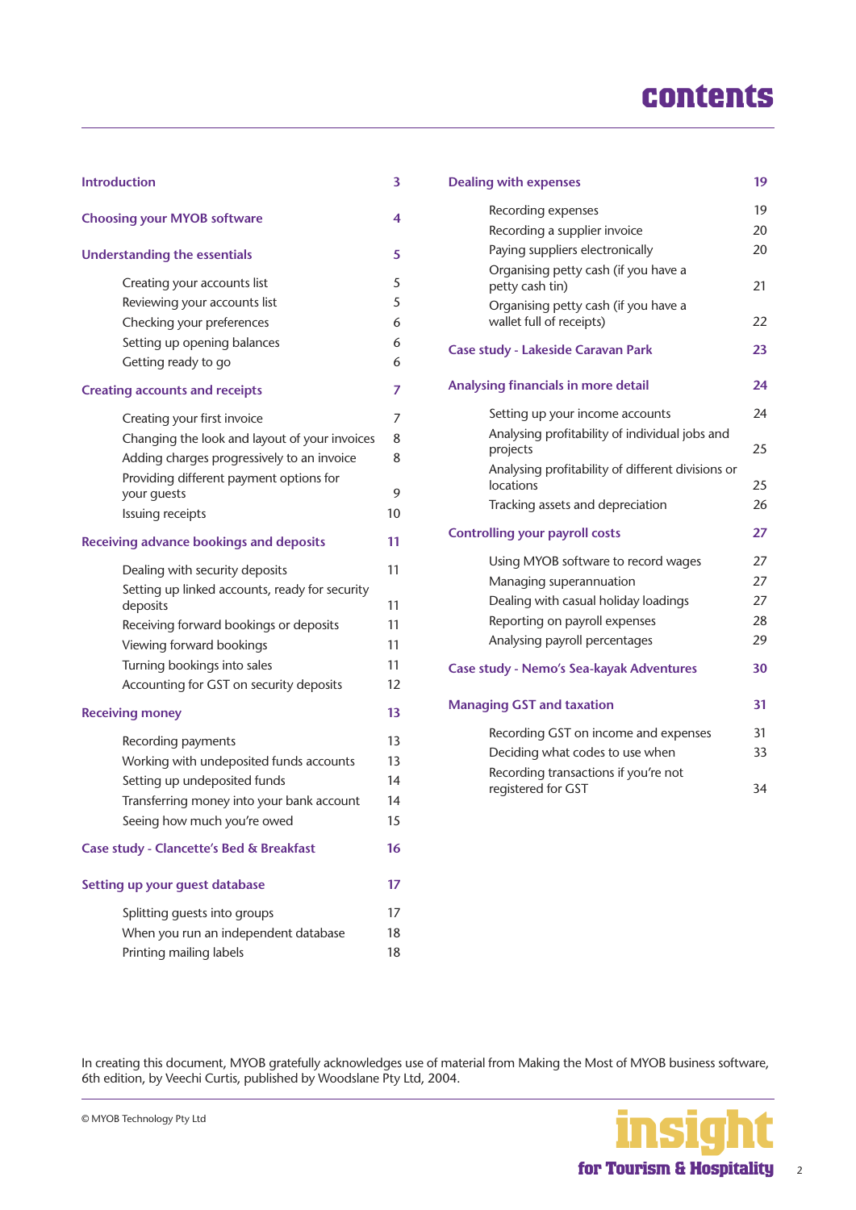# contents

| | |
|---|---|
| **Introduction** | **3** |
| **Choosing your MYOB software** | **4** |
| **Understanding the essentials** | **5** |
| Creating your accounts list | 5 |
| Reviewing your accounts list | 5 |
| Checking your preferences | 6 |
| Setting up opening balances | 6 |
| Getting ready to go | 6 |
| **Creating accounts and receipts** | **7** |
| Creating your first invoice | 7 |
| Changing the look and layout of your invoices | 8 |
| Adding charges progressively to an invoice | 8 |
| Providing different payment options for your guests | 9 |
| Issuing receipts | 10 |
| **Receiving advance bookings and deposits** | **11** |
| Dealing with security deposits | 11 |
| Setting up linked accounts, ready for security deposits | 11 |
| Receiving forward bookings or deposits | 11 |
| Viewing forward bookings | 11 |
| Turning bookings into sales | 11 |
| Accounting for GST on security deposits | 12 |
| **Receiving money** | **13** |
| Recording payments | 13 |
| Working with undeposited funds accounts | 13 |
| Setting up undeposited funds | 14 |
| Transferring money into your bank account | 14 |
| Seeing how much you're owed | 15 |
| **Case study - Clancette's Bed & Breakfast** | **16** |
| **Setting up your guest database** | **17** |
| Splitting guests into groups | 17 |
| When you run an independent database | 18 |
| Printing mailing labels | 18 |
| **Dealing with expenses** | **19** |
| Recording expenses | 19 |
| Recording a supplier invoice | 20 |
| Paying suppliers electronically | 20 |
| Organising petty cash (if you have a petty cash tin) | 21 |
| Organising petty cash (if you have a wallet full of receipts) | 22 |
| **Case study - Lakeside Caravan Park** | **23** |
| **Analysing financials in more detail** | **24** |
| Setting up your income accounts | 24 |
| Analysing profitability of individual jobs and projects | 25 |
| Analysing profitability of different divisions or locations | 25 |
| Tracking assets and depreciation | 26 |
| **Controlling your payroll costs** | **27** |
| Using MYOB software to record wages | 27 |
| Managing superannuation | 27 |
| Dealing with casual holiday loadings | 27 |
| Reporting on payroll expenses | 28 |
| Analysing payroll percentages | 29 |
| **Case study - Nemo's Sea-kayak Adventures** | **30** |
| **Managing GST and taxation** | **31** |
| Recording GST on income and expenses | 31 |
| Deciding what codes to use when | 33 |
| Recording transactions if you're not registered for GST | 34 |

In creating this document, MYOB gratefully acknowledges use of material from Making the Most of MYOB business software, 6th edition, by Veechi Curtis, published by Woodslane Pty Ltd, 2004.

© MYOB Technology Pty Ltd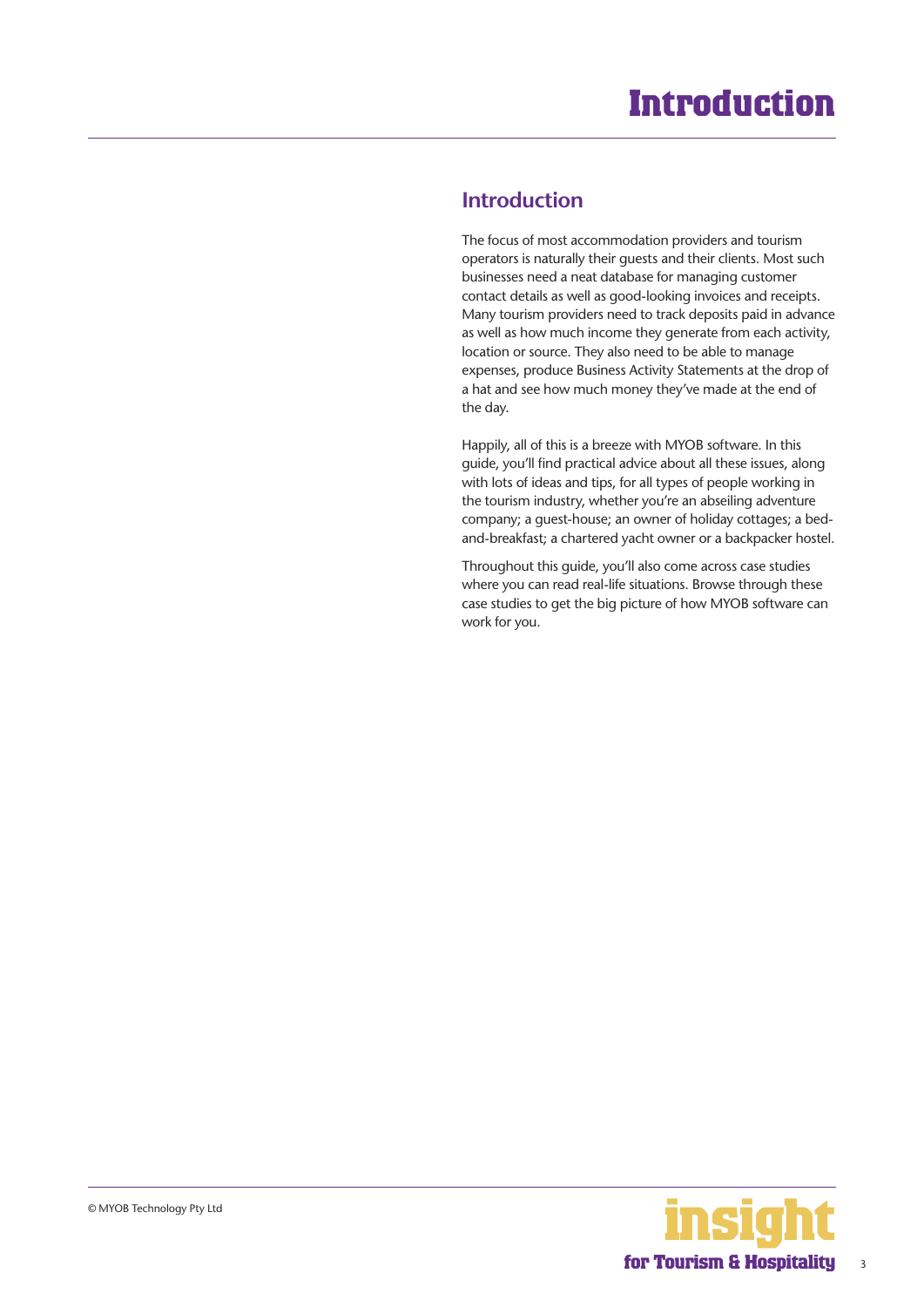# Introduction

## Introduction

The focus of most accommodation providers and tourism operators is naturally their guests and their clients. Most such businesses need a neat database for managing customer contact details as well as good-looking invoices and receipts. Many tourism providers need to track deposits paid in advance as well as how much income they generate from each activity, location or source. They also need to be able to manage expenses, produce Business Activity Statements at the drop of a hat and see how much money they've made at the end of the day.

Happily, all of this is a breeze with MYOB software. In this guide, you'll find practical advice about all these issues, along with lots of ideas and tips, for all types of people working in the tourism industry, whether you're an abseiling adventure company; a guest-house; an owner of holiday cottages; a bed-and-breakfast; a chartered yacht owner or a backpacker hostel.

Throughout this guide, you'll also come across case studies where you can read real-life situations. Browse through these case studies to get the big picture of how MYOB software can work for you.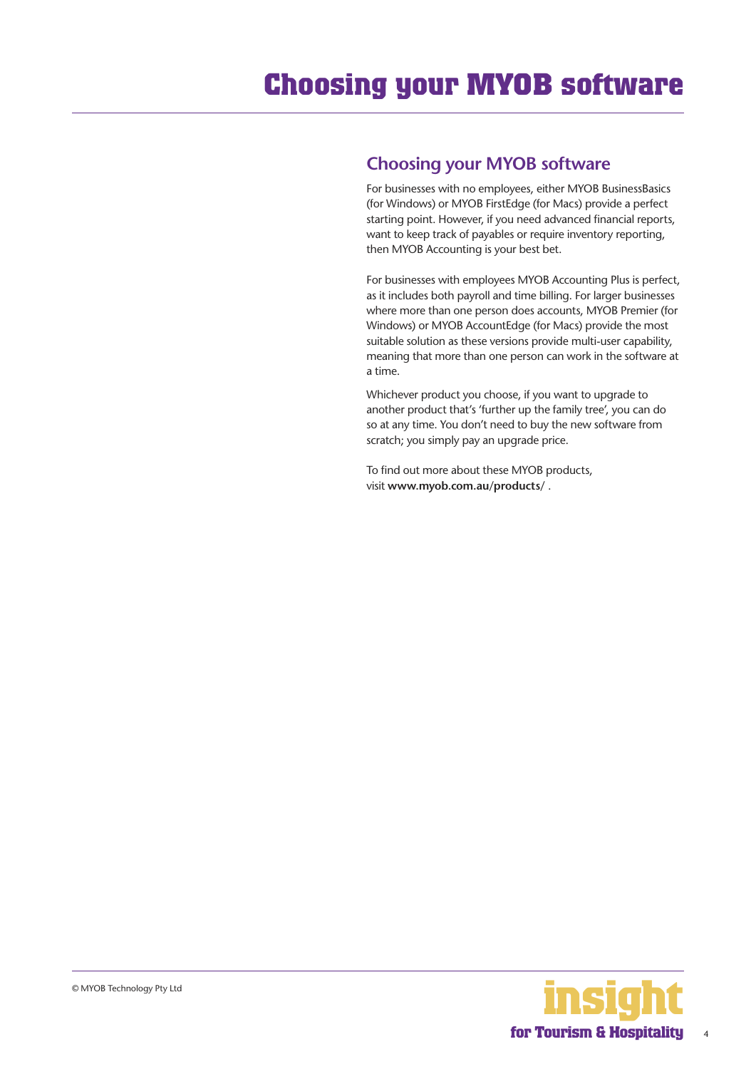# Choosing your MYOB software

## Choosing your MYOB software

For businesses with no employees, either MYOB BusinessBasics (for Windows) or MYOB FirstEdge (for Macs) provide a perfect starting point. However, if you need advanced financial reports, want to keep track of payables or require inventory reporting, then MYOB Accounting is your best bet.

For businesses with employees MYOB Accounting Plus is perfect, as it includes both payroll and time billing. For larger businesses where more than one person does accounts, MYOB Premier (for Windows) or MYOB AccountEdge (for Macs) provide the most suitable solution as these versions provide multi-user capability, meaning that more than one person can work in the software at a time.

Whichever product you choose, if you want to upgrade to another product that's 'further up the family tree', you can do so at any time. You don't need to buy the new software from scratch; you simply pay an upgrade price.

To find out more about these MYOB products, visit **www.myob.com.au/products**/ .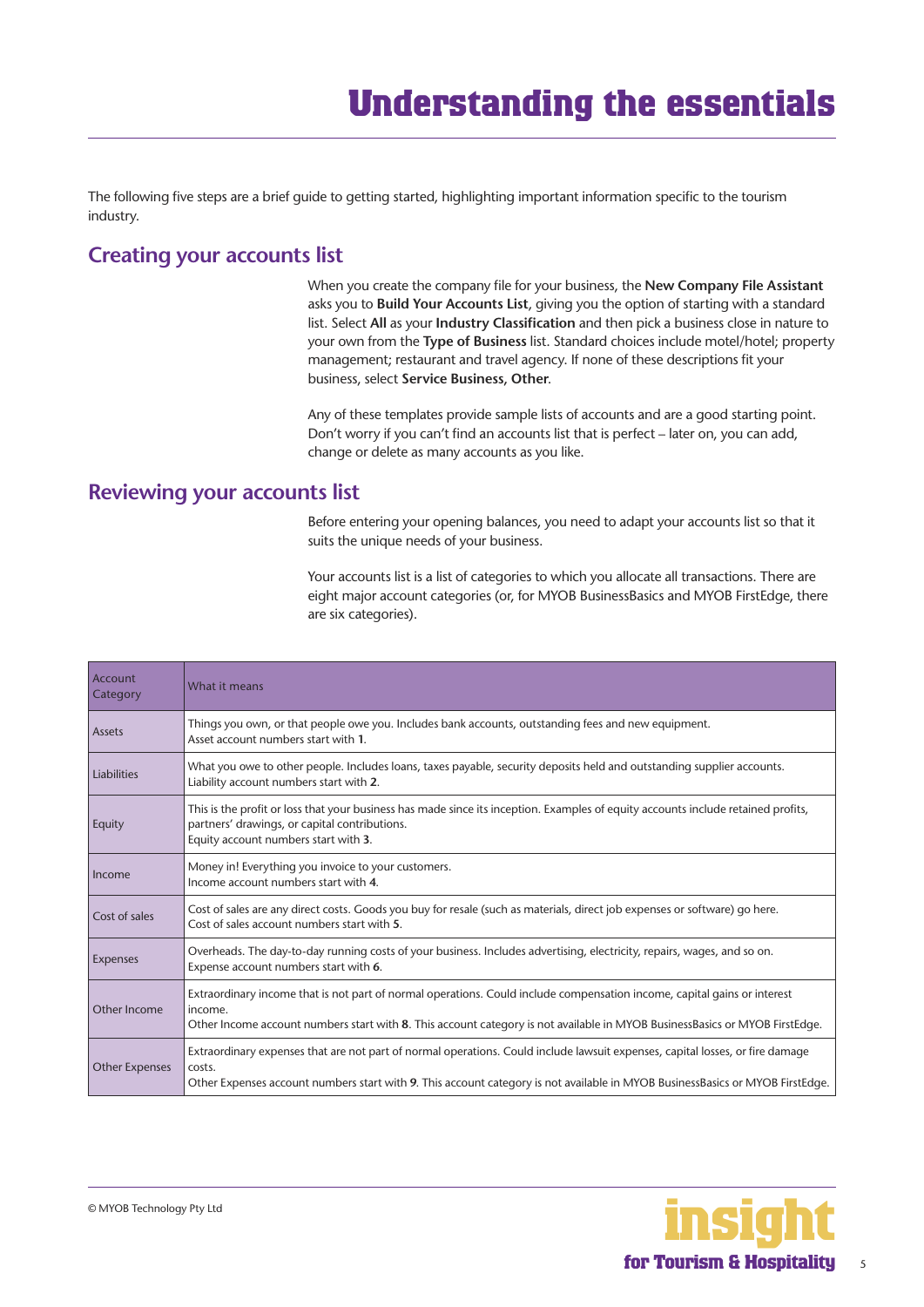# Understanding the essentials

The following five steps are a brief guide to getting started, highlighting important information specific to the tourism industry.

## Creating your accounts list

When you create the company file for your business, the **New Company File Assistant** asks you to **Build Your Accounts List**, giving you the option of starting with a standard list. Select **All** as your **Industry Classification** and then pick a business close in nature to your own from the **Type of Business** list. Standard choices include motel/hotel; property management; restaurant and travel agency. If none of these descriptions fit your business, select **Service Business, Other**.

Any of these templates provide sample lists of accounts and are a good starting point. Don't worry if you can't find an accounts list that is perfect – later on, you can add, change or delete as many accounts as you like.

## Reviewing your accounts list

Before entering your opening balances, you need to adapt your accounts list so that it suits the unique needs of your business.

Your accounts list is a list of categories to which you allocate all transactions. There are eight major account categories (or, for MYOB BusinessBasics and MYOB FirstEdge, there are six categories).

| Account Category | What it means |
|---|---|
| Assets | Things you own, or that people owe you. Includes bank accounts, outstanding fees and new equipment.<br>Asset account numbers start with **1**. |
| Liabilities | What you owe to other people. Includes loans, taxes payable, security deposits held and outstanding supplier accounts.<br>Liability account numbers start with **2**. |
| Equity | This is the profit or loss that your business has made since its inception. Examples of equity accounts include retained profits, partners' drawings, or capital contributions.<br>Equity account numbers start with **3**. |
| Income | Money in! Everything you invoice to your customers.<br>Income account numbers start with **4**. |
| Cost of sales | Cost of sales are any direct costs. Goods you buy for resale (such as materials, direct job expenses or software) go here.<br>Cost of sales account numbers start with **5**. |
| Expenses | Overheads. The day-to-day running costs of your business. Includes advertising, electricity, repairs, wages, and so on.<br>Expense account numbers start with **6**. |
| Other Income | Extraordinary income that is not part of normal operations. Could include compensation income, capital gains or interest income.<br>Other Income account numbers start with **8**. This account category is not available in MYOB BusinessBasics or MYOB FirstEdge. |
| Other Expenses | Extraordinary expenses that are not part of normal operations. Could include lawsuit expenses, capital losses, or fire damage costs.<br>Other Expenses account numbers start with **9**. This account category is not available in MYOB BusinessBasics or MYOB FirstEdge. |

© MYOB Technology Pty Ltd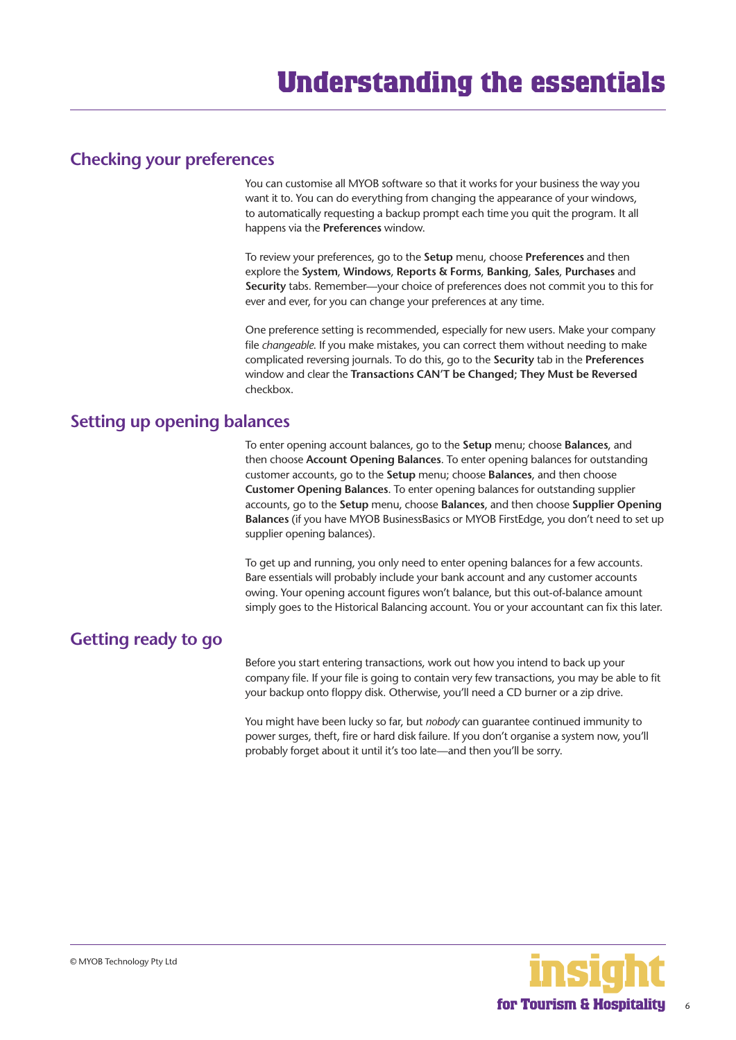# Understanding the essentials

## Checking your preferences

You can customise all MYOB software so that it works for your business the way you want it to. You can do everything from changing the appearance of your windows, to automatically requesting a backup prompt each time you quit the program. It all happens via the **Preferences** window.

To review your preferences, go to the **Setup** menu, choose **Preferences** and then explore the **System**, **Windows**, **Reports & Forms**, **Banking**, **Sales**, **Purchases** and **Security** tabs. Remember—your choice of preferences does not commit you to this for ever and ever, for you can change your preferences at any time.

One preference setting is recommended, especially for new users. Make your company file *changeable*. If you make mistakes, you can correct them without needing to make complicated reversing journals. To do this, go to the **Security** tab in the **Preferences** window and clear the **Transactions CAN'T be Changed; They Must be Reversed** checkbox.

## Setting up opening balances

To enter opening account balances, go to the **Setup** menu; choose **Balances**, and then choose **Account Opening Balances**. To enter opening balances for outstanding customer accounts, go to the **Setup** menu; choose **Balances**, and then choose **Customer Opening Balances**. To enter opening balances for outstanding supplier accounts, go to the **Setup** menu, choose **Balances**, and then choose **Supplier Opening Balances** (if you have MYOB BusinessBasics or MYOB FirstEdge, you don't need to set up supplier opening balances).

To get up and running, you only need to enter opening balances for a few accounts. Bare essentials will probably include your bank account and any customer accounts owing. Your opening account figures won't balance, but this out-of-balance amount simply goes to the Historical Balancing account. You or your accountant can fix this later.

## Getting ready to go

Before you start entering transactions, work out how you intend to back up your company file. If your file is going to contain very few transactions, you may be able to fit your backup onto floppy disk. Otherwise, you'll need a CD burner or a zip drive.

You might have been lucky so far, but *nobody* can guarantee continued immunity to power surges, theft, fire or hard disk failure. If you don't organise a system now, you'll probably forget about it until it's too late—and then you'll be sorry.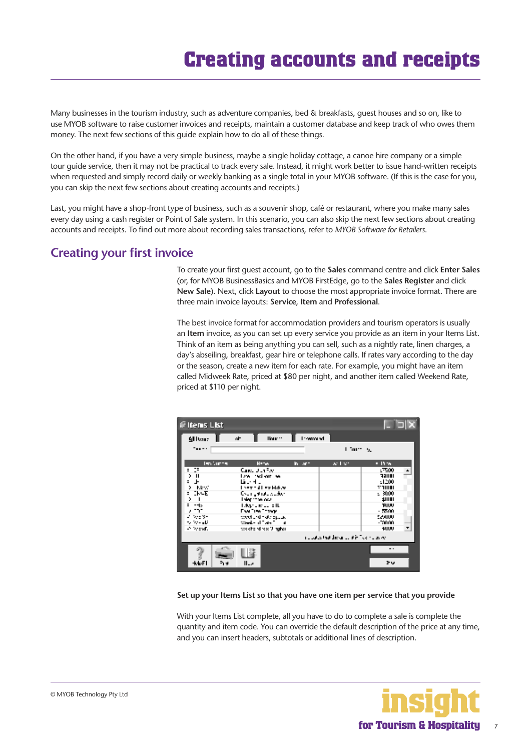# Creating accounts and receipts

Many businesses in the tourism industry, such as adventure companies, bed & breakfasts, guest houses and so on, like to use MYOB software to raise customer invoices and receipts, maintain a customer database and keep track of who owes them money. The next few sections of this guide explain how to do all of these things.

On the other hand, if you have a very simple business, maybe a single holiday cottage, a canoe hire company or a simple tour guide service, then it may not be practical to track every sale. Instead, it might work better to issue hand-written receipts when requested and simply record daily or weekly banking as a single total in your MYOB software. (If this is the case for you, you can skip the next few sections about creating accounts and receipts.)

Last, you might have a shop-front type of business, such as a souvenir shop, café or restaurant, where you make many sales every day using a cash register or Point of Sale system. In this scenario, you can also skip the next few sections about creating accounts and receipts. To find out more about recording sales transactions, refer to *MYOB Software for Retailers*.

## Creating your first invoice

To create your first guest account, go to the **Sales** command centre and click **Enter Sales** (or, for MYOB BusinessBasics and MYOB FirstEdge, go to the **Sales Register** and click **New Sale**). Next, click **Layout** to choose the most appropriate invoice format. There are three main invoice layouts: **Service**, **Item** and **Professional**.

The best invoice format for accommodation providers and tourism operators is usually an **Item** invoice, as you can set up every service you provide as an item in your Items List. Think of an item as being anything you can sell, such as a nightly rate, linen charges, a day's abseiling, breakfast, gear hire or telephone calls. If rates vary according to the day or the season, create a new item for each rate. For example, you might have an item called Midweek Rate, priced at $80 per night, and another item called Weekend Rate, priced at $110 per night.

**Set up your Items List so that you have one item per service that you provide**

With your Items List complete, all you have to do to complete a sale is complete the quantity and item code. You can override the default description of the price at any time, and you can insert headers, subtotals or additional lines of description.

© MYOB Technology Pty Ltd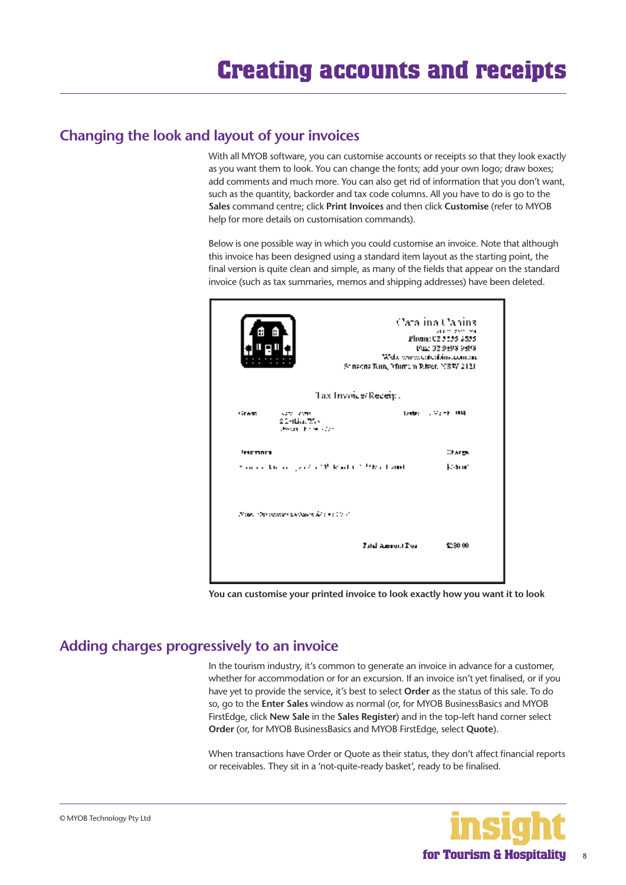# Creating accounts and receipts

## Changing the look and layout of your invoices

With all MYOB software, you can customise accounts or receipts so that they look exactly as you want them to look. You can change the fonts; add your own logo; draw boxes; add comments and much more. You can also get rid of information that you don't want, such as the quantity, backorder and tax code columns. All you have to do is go to the **Sales** command centre; click **Print Invoices** and then click **Customise** (refer to MYOB help for more details on customisation commands).

Below is one possible way in which you could customise an invoice. Note that although this invoice has been designed using a standard item layout as the starting point, the final version is quite clean and simple, as many of the fields that appear on the standard invoice (such as tax summaries, memos and shipping addresses) have been deleted.

**You can customise your printed invoice to look exactly how you want it to look**

## Adding charges progressively to an invoice

In the tourism industry, it's common to generate an invoice in advance for a customer, whether for accommodation or for an excursion. If an invoice isn't yet finalised, or if you have yet to provide the service, it's best to select **Order** as the status of this sale. To do so, go to the **Enter Sales** window as normal (or, for MYOB BusinessBasics and MYOB FirstEdge, click **New Sale** in the **Sales Register**) and in the top-left hand corner select **Order** (or, for MYOB BusinessBasics and MYOB FirstEdge, select **Quote**).

When transactions have Order or Quote as their status, they don't affect financial reports or receivables. They sit in a 'not-quite-ready basket', ready to be finalised.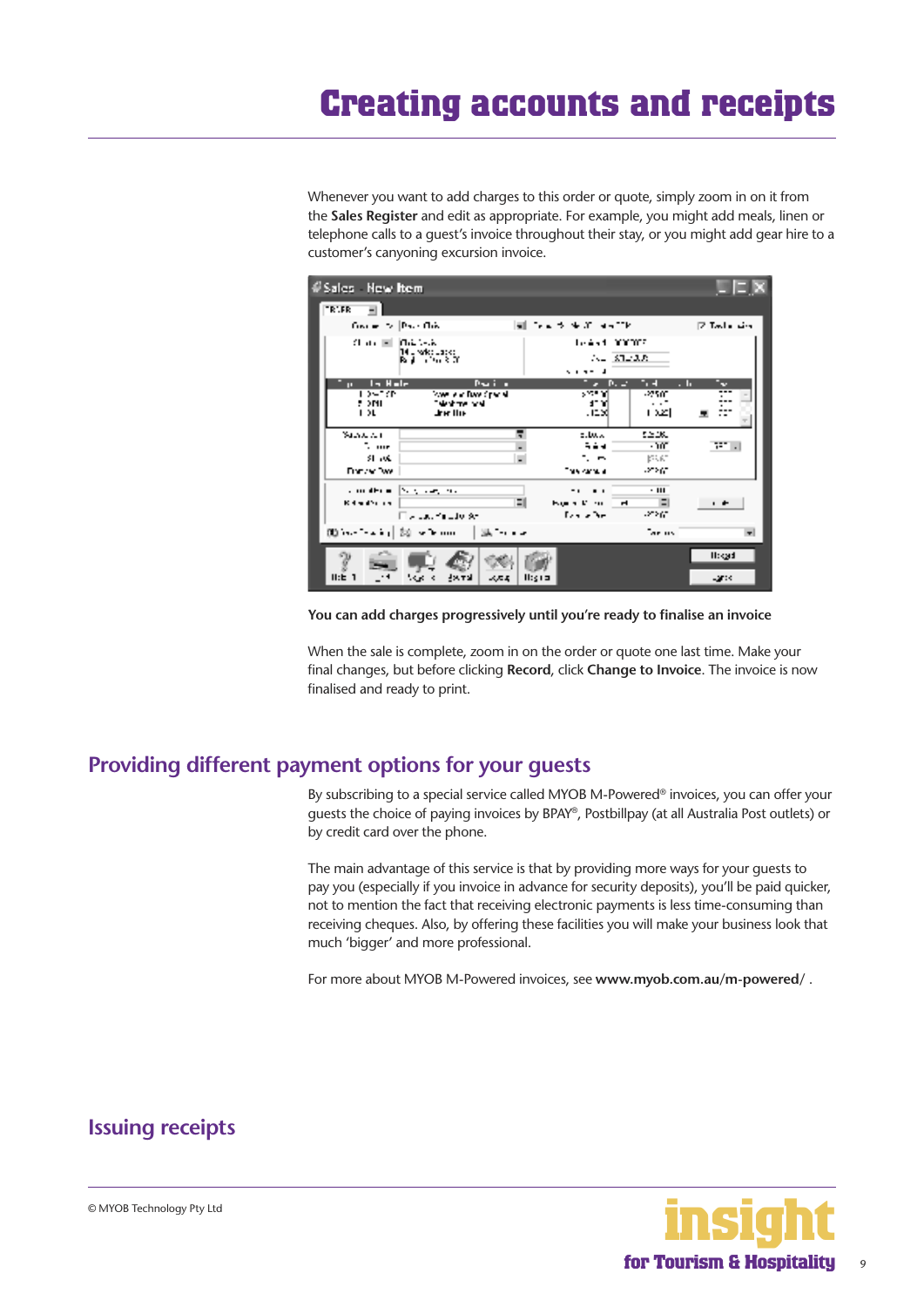# Creating accounts and receipts

Whenever you want to add charges to this order or quote, simply zoom in on it from the **Sales Register** and edit as appropriate. For example, you might add meals, linen or telephone calls to a guest's invoice throughout their stay, or you might add gear hire to a customer's canyoning excursion invoice.

**You can add charges progressively until you're ready to finalise an invoice**

When the sale is complete, zoom in on the order or quote one last time. Make your final changes, but before clicking **Record**, click **Change to Invoice**. The invoice is now finalised and ready to print.

## Providing different payment options for your guests

By subscribing to a special service called MYOB M-Powered® invoices, you can offer your guests the choice of paying invoices by BPAY®, Postbillpay (at all Australia Post outlets) or by credit card over the phone.

The main advantage of this service is that by providing more ways for your guests to pay you (especially if you invoice in advance for security deposits), you'll be paid quicker, not to mention the fact that receiving electronic payments is less time-consuming than receiving cheques. Also, by offering these facilities you will make your business look that much 'bigger' and more professional.

For more about MYOB M-Powered invoices, see **www.myob.com.au/m-powered/** .

## Issuing receipts

© MYOB Technology Pty Ltd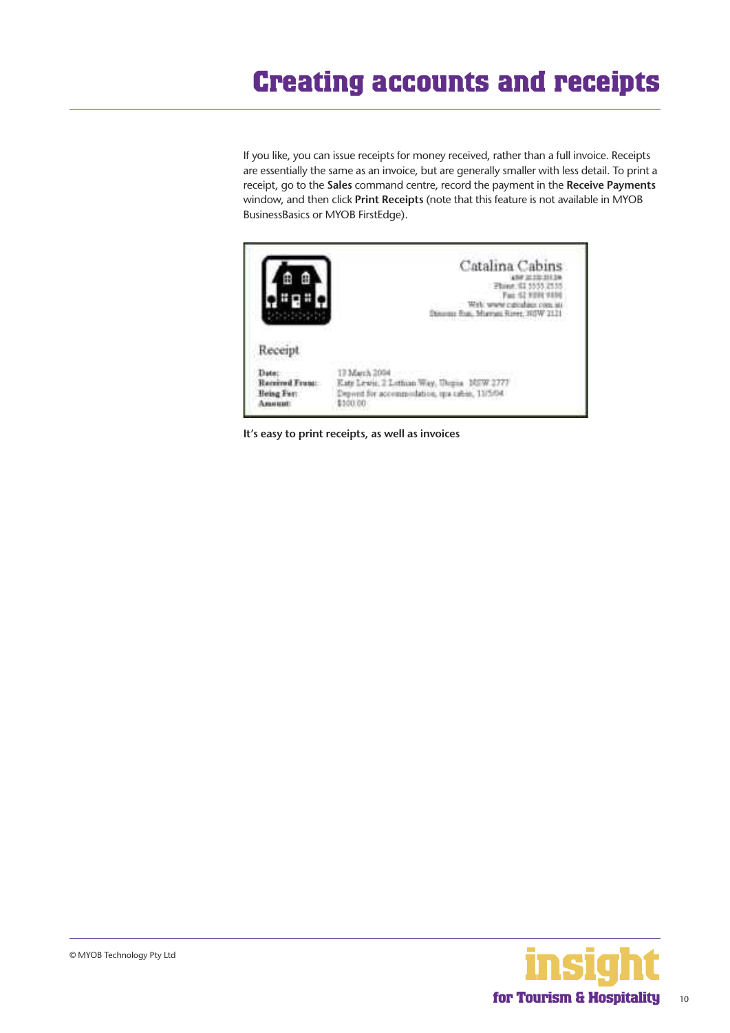# Creating accounts and receipts

If you like, you can issue receipts for money received, rather than a full invoice. Receipts are essentially the same as an invoice, but are generally smaller with less detail. To print a receipt, go to the **Sales** command centre, record the payment in the **Receive Payments** window, and then click **Print Receipts** (note that this feature is not available in MYOB BusinessBasics or MYOB FirstEdge).

**It's easy to print receipts, as well as invoices**

© MYOB Technology Pty Ltd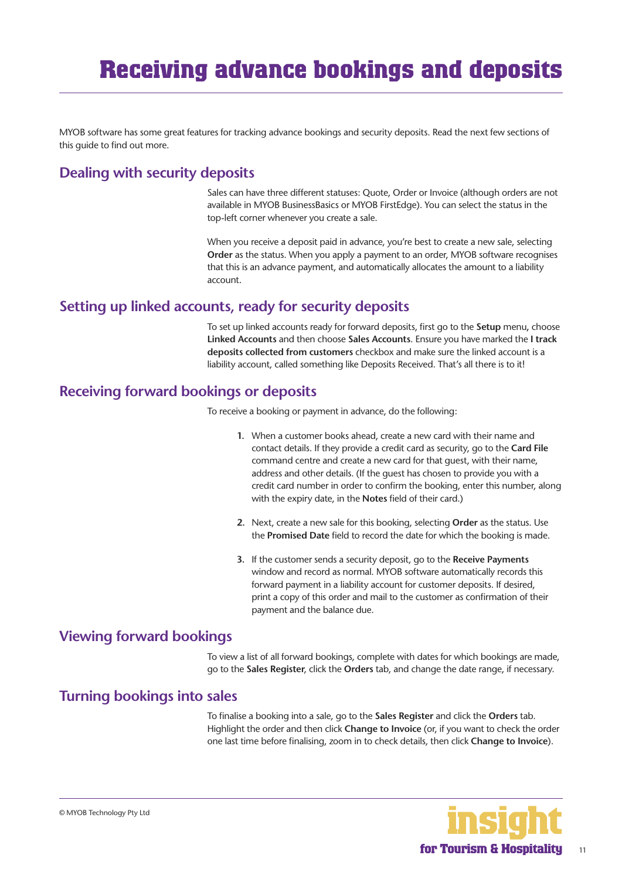# Receiving advance bookings and deposits

MYOB software has some great features for tracking advance bookings and security deposits. Read the next few sections of this guide to find out more.

## Dealing with security deposits

Sales can have three different statuses: Quote, Order or Invoice (although orders are not available in MYOB BusinessBasics or MYOB FirstEdge). You can select the status in the top-left corner whenever you create a sale.

When you receive a deposit paid in advance, you're best to create a new sale, selecting **Order** as the status. When you apply a payment to an order, MYOB software recognises that this is an advance payment, and automatically allocates the amount to a liability account.

## Setting up linked accounts, ready for security deposits

To set up linked accounts ready for forward deposits, first go to the **Setup** menu**,** choose **Linked Accounts** and then choose **Sales Accounts**. Ensure you have marked the **I track deposits collected from customers** checkbox and make sure the linked account is a liability account, called something like Deposits Received. That's all there is to it!

## Receiving forward bookings or deposits

To receive a booking or payment in advance, do the following:

1. When a customer books ahead, create a new card with their name and contact details. If they provide a credit card as security, go to the **Card File** command centre and create a new card for that guest, with their name, address and other details. (If the guest has chosen to provide you with a credit card number in order to confirm the booking, enter this number, along with the expiry date, in the **Notes** field of their card.)
2. Next, create a new sale for this booking, selecting **Order** as the status. Use the **Promised Date** field to record the date for which the booking is made.
3. If the customer sends a security deposit, go to the **Receive Payments** window and record as normal. MYOB software automatically records this forward payment in a liability account for customer deposits. If desired, print a copy of this order and mail to the customer as confirmation of their payment and the balance due.

## Viewing forward bookings

To view a list of all forward bookings, complete with dates for which bookings are made, go to the **Sales Register**, click the **Orders** tab, and change the date range, if necessary.

## Turning bookings into sales

To finalise a booking into a sale, go to the **Sales Register** and click the **Orders** tab. Highlight the order and then click **Change to Invoice** (or, if you want to check the order one last time before finalising, zoom in to check details, then click **Change to Invoice**).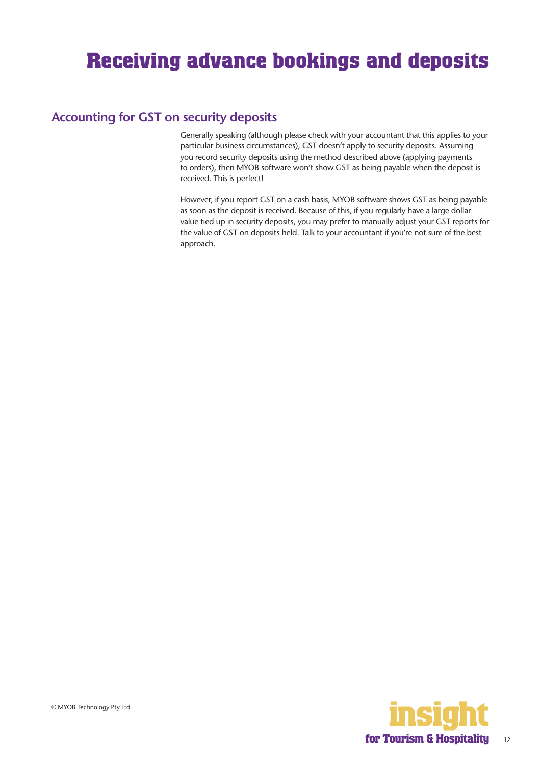# Receiving advance bookings and deposits

## Accounting for GST on security deposits

Generally speaking (although please check with your accountant that this applies to your particular business circumstances), GST doesn't apply to security deposits. Assuming you record security deposits using the method described above (applying payments to orders), then MYOB software won't show GST as being payable when the deposit is received. This is perfect!

However, if you report GST on a cash basis, MYOB software shows GST as being payable as soon as the deposit is received. Because of this, if you regularly have a large dollar value tied up in security deposits, you may prefer to manually adjust your GST reports for the value of GST on deposits held. Talk to your accountant if you're not sure of the best approach.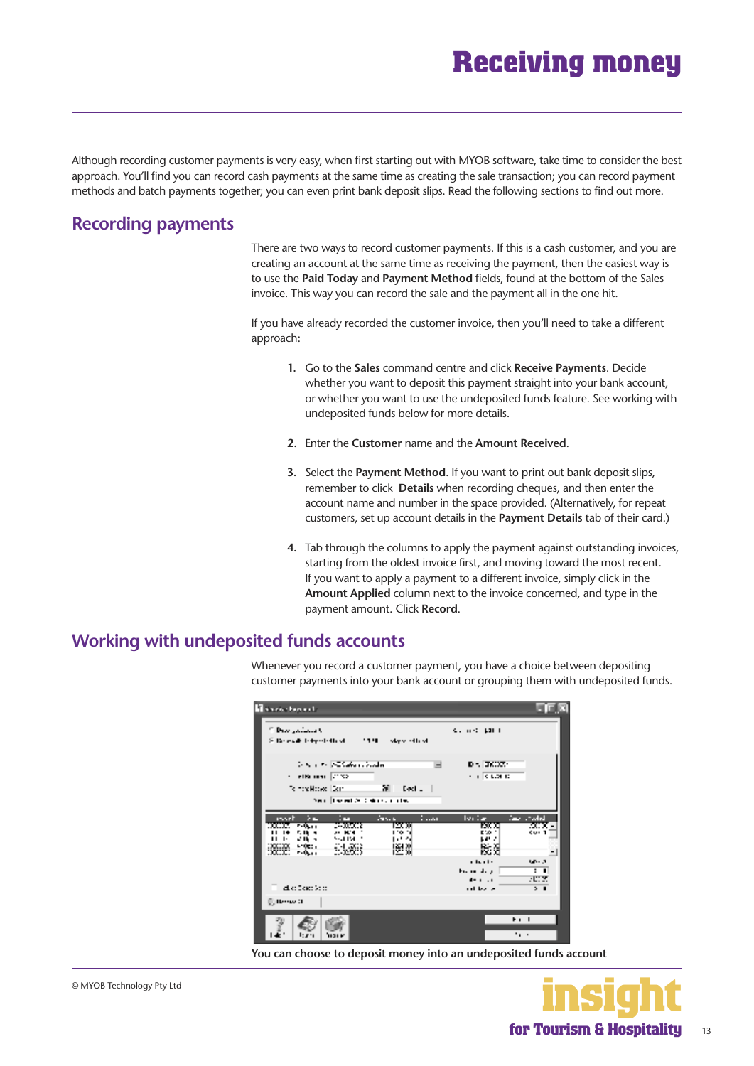# Receiving money

Although recording customer payments is very easy, when first starting out with MYOB software, take time to consider the best approach. You'll find you can record cash payments at the same time as creating the sale transaction; you can record payment methods and batch payments together; you can even print bank deposit slips. Read the following sections to find out more.

## Recording payments

There are two ways to record customer payments. If this is a cash customer, and you are creating an account at the same time as receiving the payment, then the easiest way is to use the **Paid Today** and **Payment Method** fields, found at the bottom of the Sales invoice. This way you can record the sale and the payment all in the one hit.

If you have already recorded the customer invoice, then you'll need to take a different approach:

1. Go to the **Sales** command centre and click **Receive Payments**. Decide whether you want to deposit this payment straight into your bank account, or whether you want to use the undeposited funds feature. See working with undeposited funds below for more details.
2. Enter the **Customer** name and the **Amount Received**.
3. Select the **Payment Method**. If you want to print out bank deposit slips, remember to click **Details** when recording cheques, and then enter the account name and number in the space provided. (Alternatively, for repeat customers, set up account details in the **Payment Details** tab of their card.)
4. Tab through the columns to apply the payment against outstanding invoices, starting from the oldest invoice first, and moving toward the most recent. If you want to apply a payment to a different invoice, simply click in the **Amount Applied** column next to the invoice concerned, and type in the payment amount. Click **Record**.

## Working with undeposited funds accounts

Whenever you record a customer payment, you have a choice between depositing customer payments into your bank account or grouping them with undeposited funds.

**You can choose to deposit money into an undeposited funds account**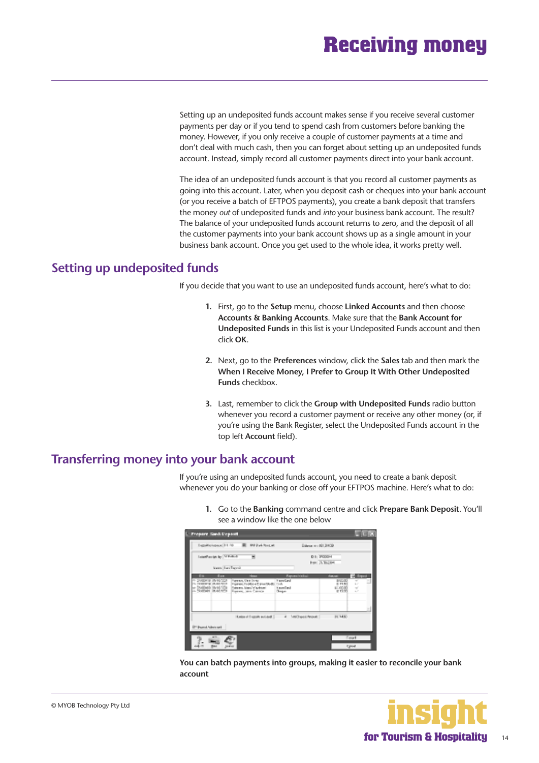# Receiving money

Setting up an undeposited funds account makes sense if you receive several customer payments per day or if you tend to spend cash from customers before banking the money. However, if you only receive a couple of customer payments at a time and don't deal with much cash, then you can forget about setting up an undeposited funds account. Instead, simply record all customer payments direct into your bank account.

The idea of an undeposited funds account is that you record all customer payments as going into this account. Later, when you deposit cash or cheques into your bank account (or you receive a batch of EFTPOS payments), you create a bank deposit that transfers the money *out* of undeposited funds and *into* your business bank account. The result? The balance of your undeposited funds account returns to zero, and the deposit of all the customer payments into your bank account shows up as a single amount in your business bank account. Once you get used to the whole idea, it works pretty well.

## Setting up undeposited funds

If you decide that you want to use an undeposited funds account, here's what to do:

1. First, go to the **Setup** menu, choose **Linked Accounts** and then choose **Accounts & Banking Accounts**. Make sure that the **Bank Account for Undeposited Funds** in this list is your Undeposited Funds account and then click **OK**.

2. Next, go to the **Preferences** window, click the **Sales** tab and then mark the **When I Receive Money, I Prefer to Group It With Other Undeposited Funds** checkbox.

3. Last, remember to click the **Group with Undeposited Funds** radio button whenever you record a customer payment or receive any other money (or, if you're using the Bank Register, select the Undeposited Funds account in the top left **Account** field).

## Transferring money into your bank account

If you're using an undeposited funds account, you need to create a bank deposit whenever you do your banking or close off your EFTPOS machine. Here's what to do:

1. Go to the **Banking** command centre and click **Prepare Bank Deposit**. You'll see a window like the one below

**You can batch payments into groups, making it easier to reconcile your bank account**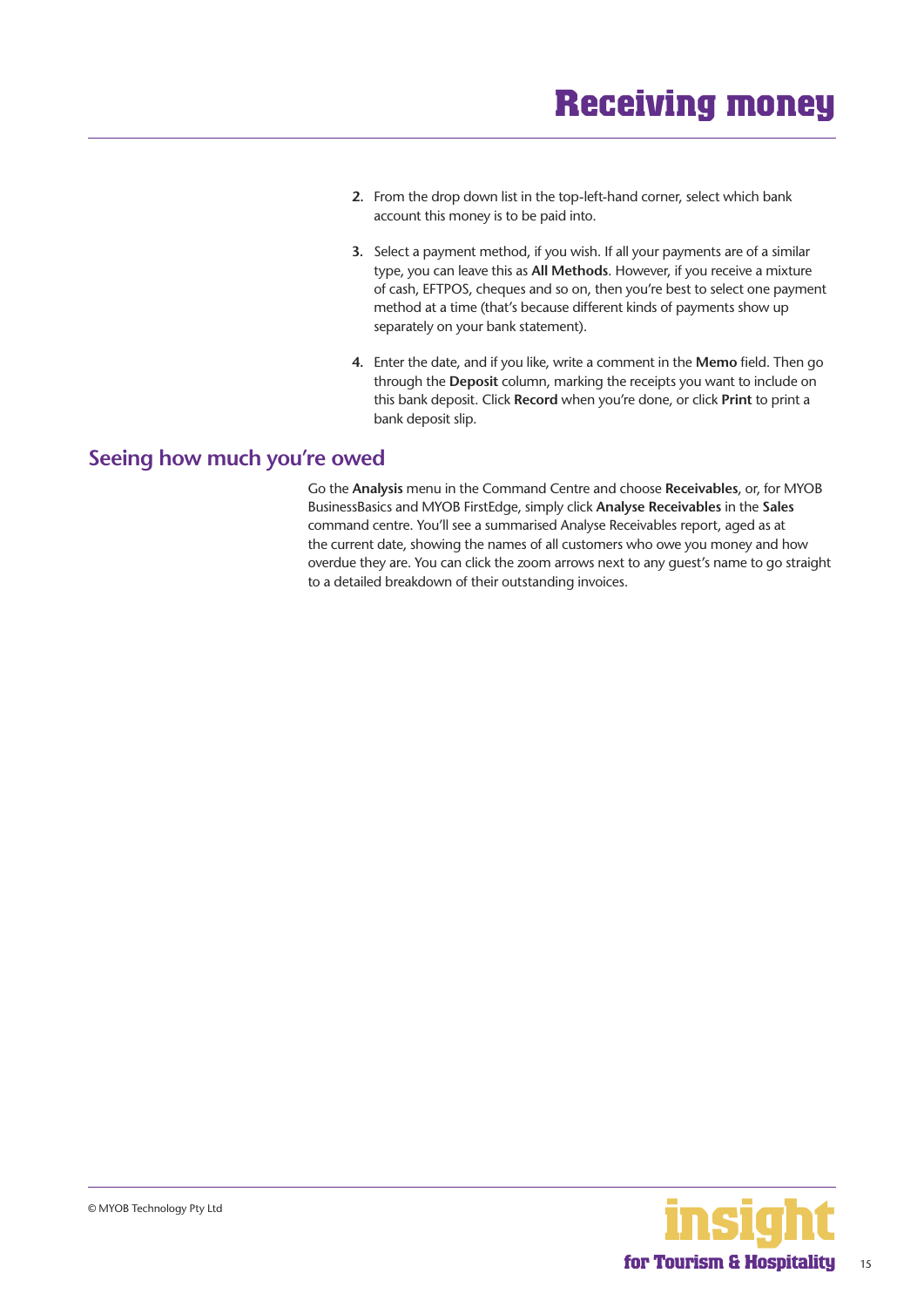2. From the drop down list in the top-left-hand corner, select which bank account this money is to be paid into.

3. Select a payment method, if you wish. If all your payments are of a similar type, you can leave this as **All Methods**. However, if you receive a mixture of cash, EFTPOS, cheques and so on, then you're best to select one payment method at a time (that's because different kinds of payments show up separately on your bank statement).

4. Enter the date, and if you like, write a comment in the **Memo** field. Then go through the **Deposit** column, marking the receipts you want to include on this bank deposit. Click **Record** when you're done, or click **Print** to print a bank deposit slip.

## Seeing how much you're owed

Go the **Analysis** menu in the Command Centre and choose **Receivables**, or, for MYOB BusinessBasics and MYOB FirstEdge, simply click **Analyse Receivables** in the **Sales** command centre. You'll see a summarised Analyse Receivables report, aged as at the current date, showing the names of all customers who owe you money and how overdue they are. You can click the zoom arrows next to any guest's name to go straight to a detailed breakdown of their outstanding invoices.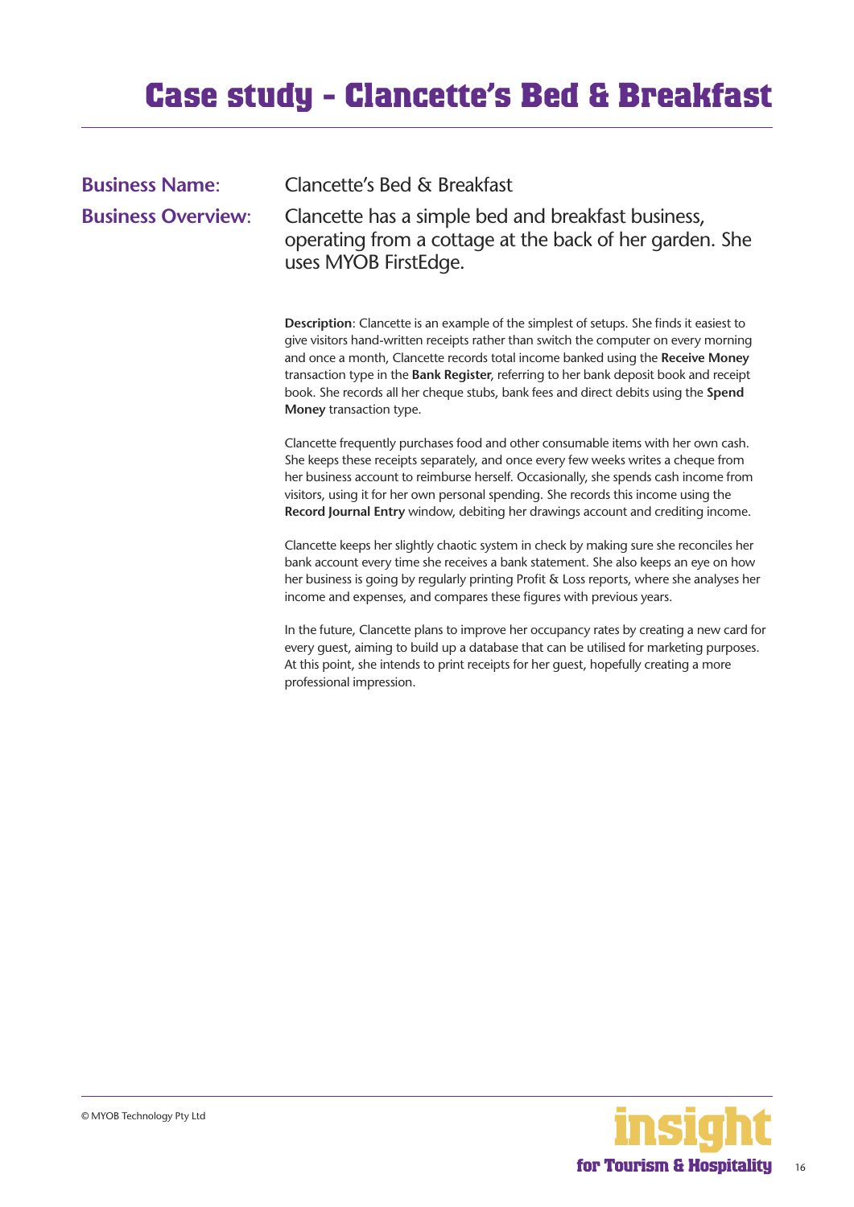# Case study - Clancette's Bed & Breakfast

**Business Name**: Clancette's Bed & Breakfast

**Business Overview**: Clancette has a simple bed and breakfast business, operating from a cottage at the back of her garden. She uses MYOB FirstEdge.

**Description**: Clancette is an example of the simplest of setups. She finds it easiest to give visitors hand-written receipts rather than switch the computer on every morning and once a month, Clancette records total income banked using the **Receive Money** transaction type in the **Bank Register**, referring to her bank deposit book and receipt book. She records all her cheque stubs, bank fees and direct debits using the **Spend Money** transaction type.

Clancette frequently purchases food and other consumable items with her own cash. She keeps these receipts separately, and once every few weeks writes a cheque from her business account to reimburse herself. Occasionally, she spends cash income from visitors, using it for her own personal spending. She records this income using the **Record Journal Entry** window, debiting her drawings account and crediting income.

Clancette keeps her slightly chaotic system in check by making sure she reconciles her bank account every time she receives a bank statement. She also keeps an eye on how her business is going by regularly printing Profit & Loss reports, where she analyses her income and expenses, and compares these figures with previous years.

In the future, Clancette plans to improve her occupancy rates by creating a new card for every guest, aiming to build up a database that can be utilised for marketing purposes. At this point, she intends to print receipts for her guest, hopefully creating a more professional impression.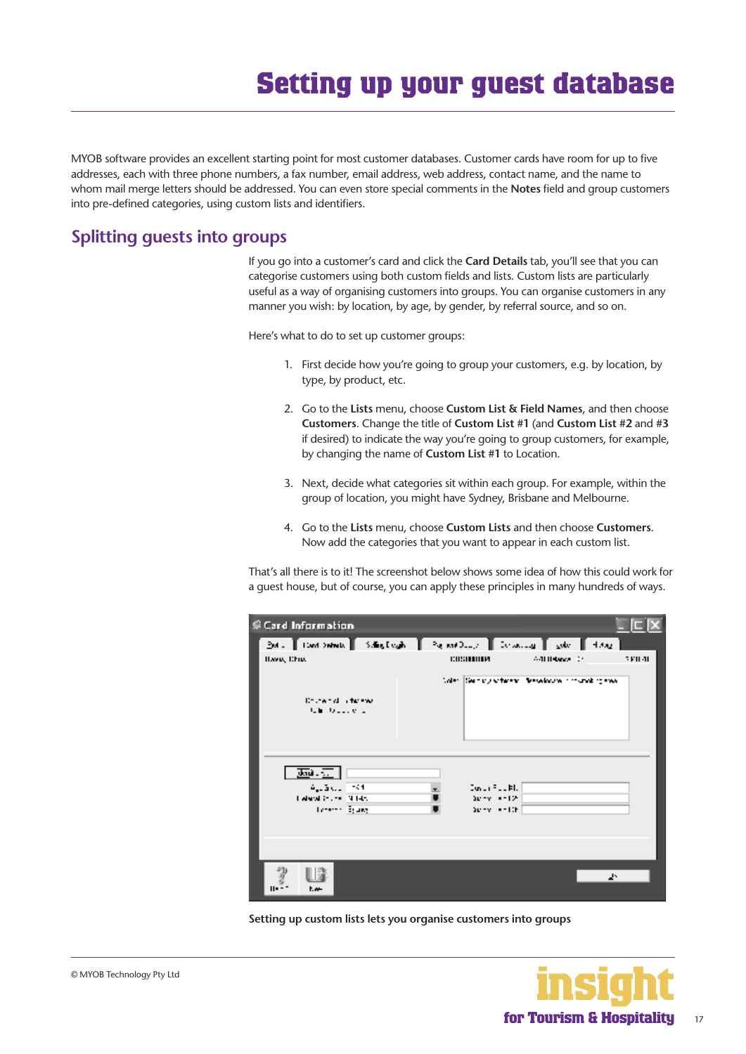# Setting up your guest database

MYOB software provides an excellent starting point for most customer databases. Customer cards have room for up to five addresses, each with three phone numbers, a fax number, email address, web address, contact name, and the name to whom mail merge letters should be addressed. You can even store special comments in the **Notes** field and group customers into pre-defined categories, using custom lists and identifiers.

## Splitting guests into groups

If you go into a customer's card and click the **Card Details** tab, you'll see that you can categorise customers using both custom fields and lists. Custom lists are particularly useful as a way of organising customers into groups. You can organise customers in any manner you wish: by location, by age, by gender, by referral source, and so on.

Here's what to do to set up customer groups:

1. First decide how you're going to group your customers, e.g. by location, by type, by product, etc.
2. Go to the **Lists** menu, choose **Custom List & Field Names**, and then choose **Customers**. Change the title of **Custom List #1** (and **Custom List #2** and **#3** if desired) to indicate the way you're going to group customers, for example, by changing the name of **Custom List #1** to Location.
3. Next, decide what categories sit within each group. For example, within the group of location, you might have Sydney, Brisbane and Melbourne.
4. Go to the **Lists** menu, choose **Custom Lists** and then choose **Customers**. Now add the categories that you want to appear in each custom list.

That's all there is to it! The screenshot below shows some idea of how this could work for a guest house, but of course, you can apply these principles in many hundreds of ways.

**Setting up custom lists lets you organise customers into groups**

© MYOB Technology Pty Ltd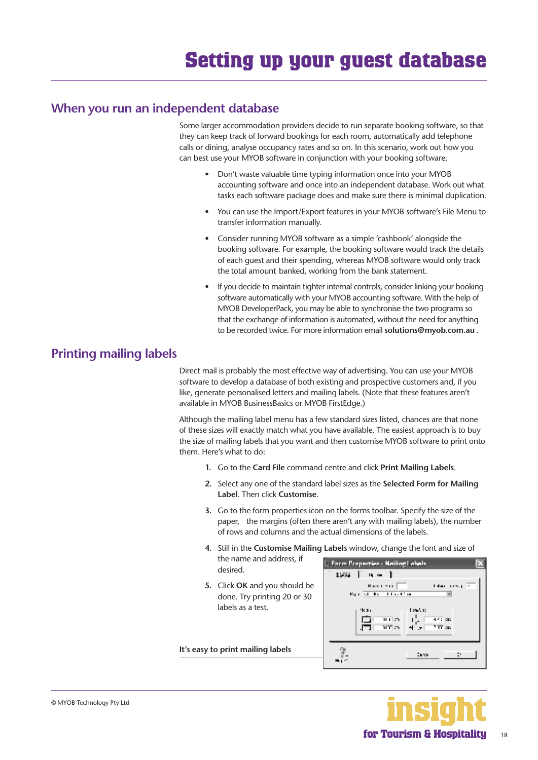# Setting up your guest database

## When you run an independent database

Some larger accommodation providers decide to run separate booking software, so that they can keep track of forward bookings for each room, automatically add telephone calls or dining, analyse occupancy rates and so on. In this scenario, work out how you can best use your MYOB software in conjunction with your booking software.

- Don't waste valuable time typing information once into your MYOB accounting software and once into an independent database. Work out what tasks each software package does and make sure there is minimal duplication.
- You can use the Import/Export features in your MYOB software's File Menu to transfer information manually.
- Consider running MYOB software as a simple 'cashbook' alongside the booking software. For example, the booking software would track the details of each guest and their spending, whereas MYOB software would only track the total amount banked, working from the bank statement.
- If you decide to maintain tighter internal controls, consider linking your booking software automatically with your MYOB accounting software. With the help of MYOB DeveloperPack, you may be able to synchronise the two programs so that the exchange of information is automated, without the need for anything to be recorded twice. For more information email **solutions@myob.com.au** .

## Printing mailing labels

Direct mail is probably the most effective way of advertising. You can use your MYOB software to develop a database of both existing and prospective customers and, if you like, generate personalised letters and mailing labels. (Note that these features aren't available in MYOB BusinessBasics or MYOB FirstEdge.)

Although the mailing label menu has a few standard sizes listed, chances are that none of these sizes will exactly match what you have available. The easiest approach is to buy the size of mailing labels that you want and then customise MYOB software to print onto them. Here's what to do:

1. Go to the **Card File** command centre and click **Print Mailing Labels**.
2. Select any one of the standard label sizes as the **Selected Form for Mailing Label**. Then click **Customise**.
3. Go to the form properties icon on the forms toolbar. Specify the size of the paper, the margins (often there aren't any with mailing labels), the number of rows and columns and the actual dimensions of the labels.
4. Still in the **Customise Mailing Labels** window, change the font and size of the name and address, if desired.
5. Click **OK** and you should be done. Try printing 20 or 30 labels as a test.

**It's easy to print mailing labels**

© MYOB Technology Pty Ltd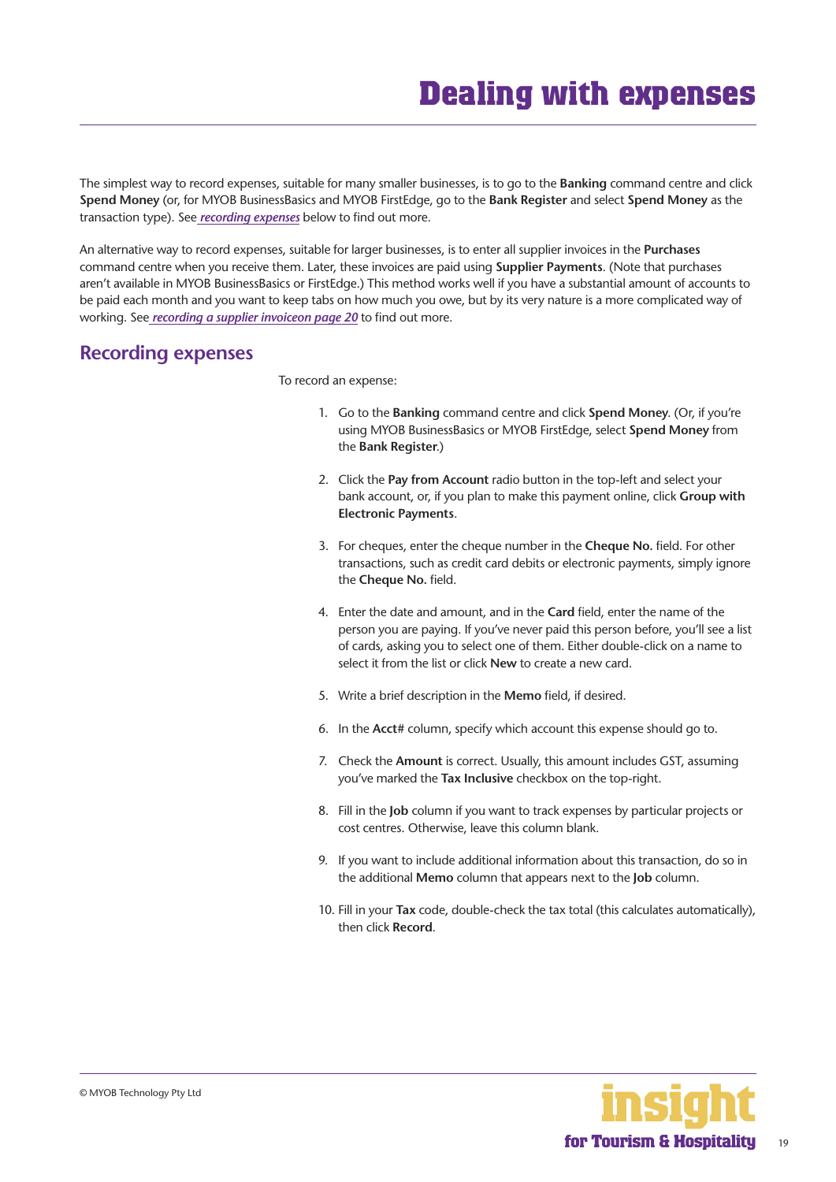# Dealing with expenses

The simplest way to record expenses, suitable for many smaller businesses, is to go to the **Banking** command centre and click **Spend Money** (or, for MYOB BusinessBasics and MYOB FirstEdge, go to the **Bank Register** and select **Spend Money** as the transaction type). See *recording expenses* below to find out more.

An alternative way to record expenses, suitable for larger businesses, is to enter all supplier invoices in the **Purchases** command centre when you receive them. Later, these invoices are paid using **Supplier Payments**. (Note that purchases aren't available in MYOB BusinessBasics or FirstEdge.) This method works well if you have a substantial amount of accounts to be paid each month and you want to keep tabs on how much you owe, but by its very nature is a more complicated way of working. See *recording a supplier invoiceon page 20* to find out more.

## Recording expenses

To record an expense:

1. Go to the **Banking** command centre and click **Spend Money**. (Or, if you're using MYOB BusinessBasics or MYOB FirstEdge, select **Spend Money** from the **Bank Register**.)
2. Click the **Pay from Account** radio button in the top-left and select your bank account, or, if you plan to make this payment online, click **Group with Electronic Payments**.
3. For cheques, enter the cheque number in the **Cheque No.** field. For other transactions, such as credit card debits or electronic payments, simply ignore the **Cheque No.** field.
4. Enter the date and amount, and in the **Card** field, enter the name of the person you are paying. If you've never paid this person before, you'll see a list of cards, asking you to select one of them. Either double-click on a name to select it from the list or click **New** to create a new card.
5. Write a brief description in the **Memo** field, if desired.
6. In the **Acct#** column, specify which account this expense should go to.
7. Check the **Amount** is correct. Usually, this amount includes GST, assuming you've marked the **Tax Inclusive** checkbox on the top-right.
8. Fill in the **Job** column if you want to track expenses by particular projects or cost centres. Otherwise, leave this column blank.
9. If you want to include additional information about this transaction, do so in the additional **Memo** column that appears next to the **Job** column.
10. Fill in your **Tax** code, double-check the tax total (this calculates automatically), then click **Record**.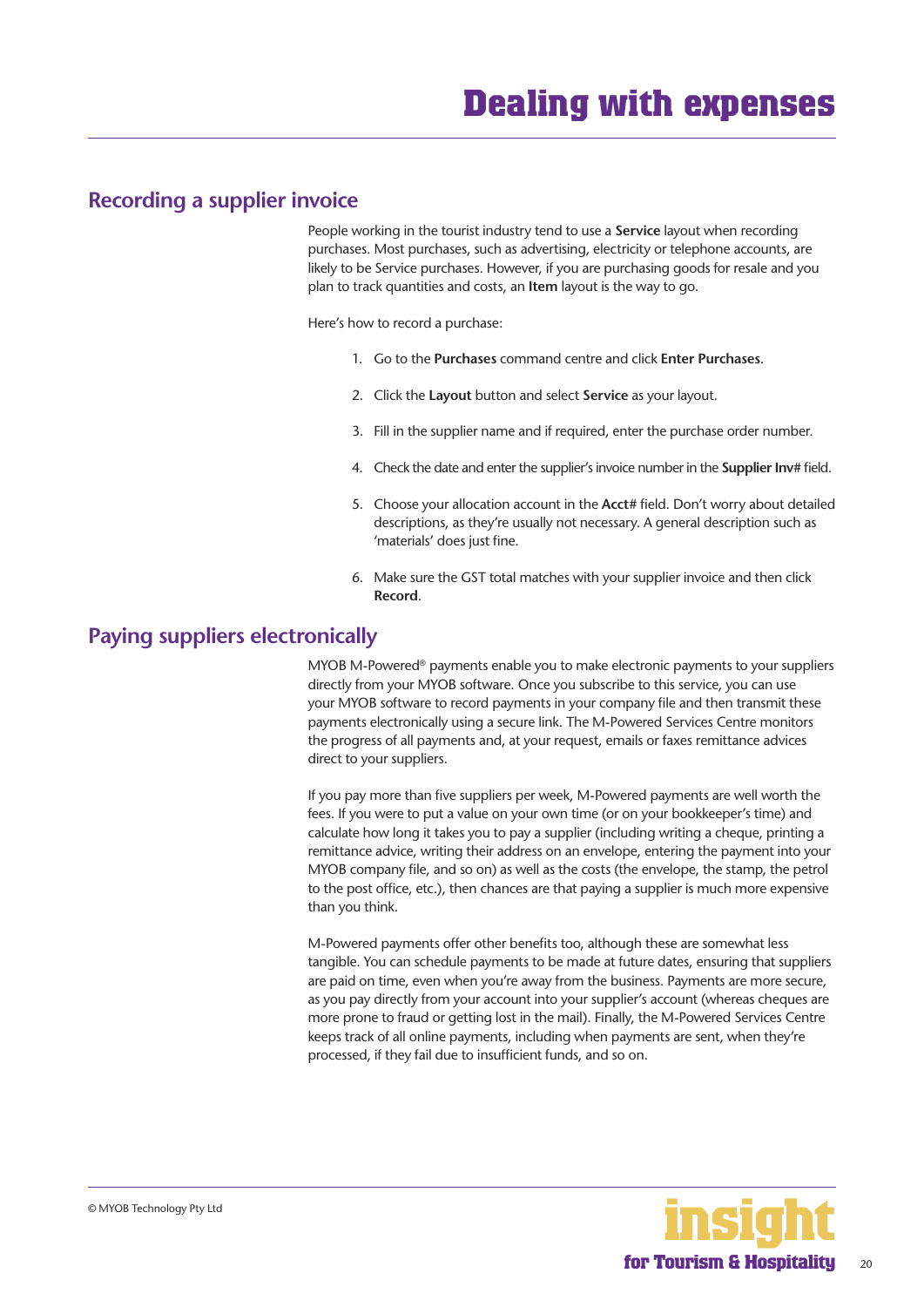# Dealing with expenses

## Recording a supplier invoice

People working in the tourist industry tend to use a **Service** layout when recording purchases. Most purchases, such as advertising, electricity or telephone accounts, are likely to be Service purchases. However, if you are purchasing goods for resale and you plan to track quantities and costs, an **Item** layout is the way to go.

Here's how to record a purchase:

1. Go to the **Purchases** command centre and click **Enter Purchases**.
2. Click the **Layout** button and select **Service** as your layout.
3. Fill in the supplier name and if required, enter the purchase order number.
4. Check the date and enter the supplier's invoice number in the **Supplier Inv#** field.
5. Choose your allocation account in the **Acct#** field. Don't worry about detailed descriptions, as they're usually not necessary. A general description such as 'materials' does just fine.
6. Make sure the GST total matches with your supplier invoice and then click **Record**.

## Paying suppliers electronically

MYOB M-Powered® payments enable you to make electronic payments to your suppliers directly from your MYOB software. Once you subscribe to this service, you can use your MYOB software to record payments in your company file and then transmit these payments electronically using a secure link. The M-Powered Services Centre monitors the progress of all payments and, at your request, emails or faxes remittance advices direct to your suppliers.

If you pay more than five suppliers per week, M-Powered payments are well worth the fees. If you were to put a value on your own time (or on your bookkeeper's time) and calculate how long it takes you to pay a supplier (including writing a cheque, printing a remittance advice, writing their address on an envelope, entering the payment into your MYOB company file, and so on) as well as the costs (the envelope, the stamp, the petrol to the post office, etc.), then chances are that paying a supplier is much more expensive than you think.

M-Powered payments offer other benefits too, although these are somewhat less tangible. You can schedule payments to be made at future dates, ensuring that suppliers are paid on time, even when you're away from the business. Payments are more secure, as you pay directly from your account into your supplier's account (whereas cheques are more prone to fraud or getting lost in the mail). Finally, the M-Powered Services Centre keeps track of all online payments, including when payments are sent, when they're processed, if they fail due to insufficient funds, and so on.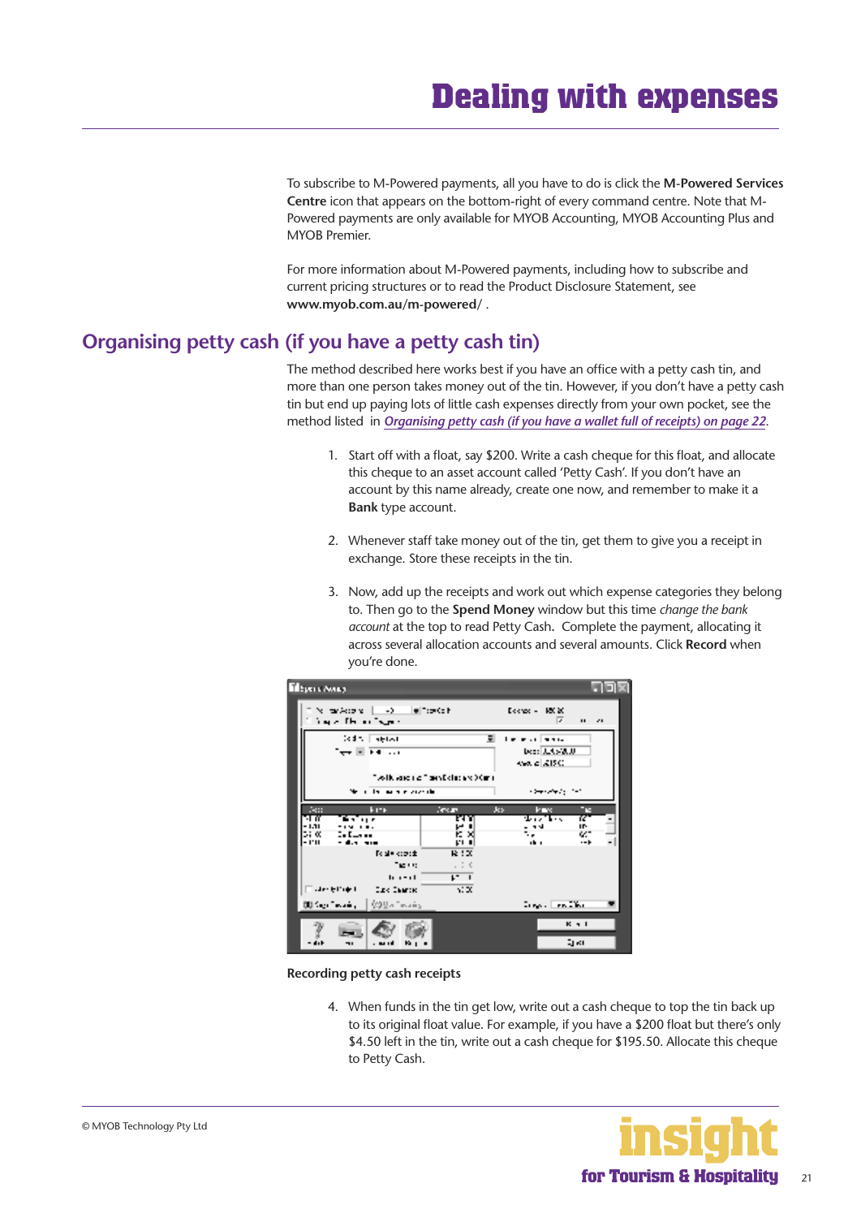# Dealing with expenses

To subscribe to M-Powered payments, all you have to do is click the **M-Powered Services Centre** icon that appears on the bottom-right of every command centre. Note that M-Powered payments are only available for MYOB Accounting, MYOB Accounting Plus and MYOB Premier.

For more information about M-Powered payments, including how to subscribe and current pricing structures or to read the Product Disclosure Statement, see **www.myob.com.au/m-powered/** .

## Organising petty cash (if you have a petty cash tin)

The method described here works best if you have an office with a petty cash tin, and more than one person takes money out of the tin. However, if you don't have a petty cash tin but end up paying lots of little cash expenses directly from your own pocket, see the method listed in *Organising petty cash (if you have a wallet full of receipts) on page 22*.

1. Start off with a float, say $200. Write a cash cheque for this float, and allocate this cheque to an asset account called 'Petty Cash'. If you don't have an account by this name already, create one now, and remember to make it a **Bank** type account.

2. Whenever staff take money out of the tin, get them to give you a receipt in exchange. Store these receipts in the tin.

3. Now, add up the receipts and work out which expense categories they belong to. Then go to the **Spend Money** window but this time *change the bank account* at the top to read Petty Cash. Complete the payment, allocating it across several allocation accounts and several amounts. Click **Record** when you're done.

**Recording petty cash receipts**

4. When funds in the tin get low, write out a cash cheque to top the tin back up to its original float value. For example, if you have a $200 float but there's only $4.50 left in the tin, write out a cash cheque for $195.50. Allocate this cheque to Petty Cash.

© MYOB Technology Pty Ltd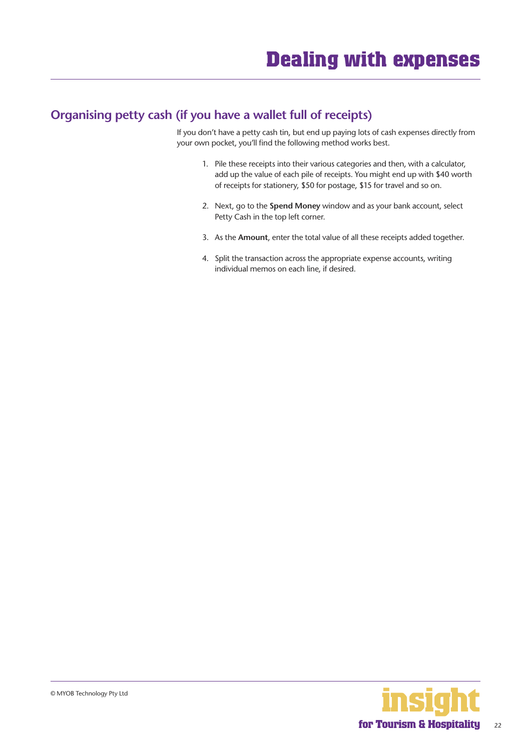# Dealing with expenses

## Organising petty cash (if you have a wallet full of receipts)

If you don't have a petty cash tin, but end up paying lots of cash expenses directly from your own pocket, you'll find the following method works best.

1. Pile these receipts into their various categories and then, with a calculator, add up the value of each pile of receipts. You might end up with $40 worth of receipts for stationery, $50 for postage, $15 for travel and so on.

2. Next, go to the **Spend Money** window and as your bank account, select Petty Cash in the top left corner.

3. As the **Amount**, enter the total value of all these receipts added together.

4. Split the transaction across the appropriate expense accounts, writing individual memos on each line, if desired.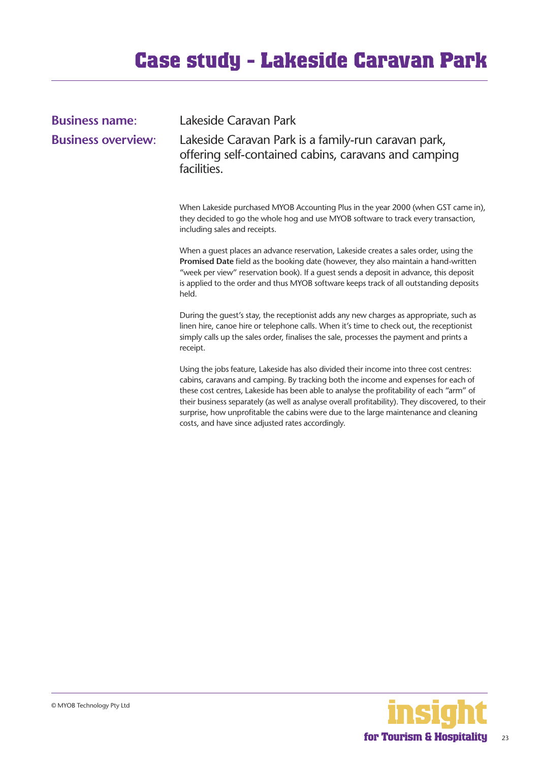# Case study - Lakeside Caravan Park

**Business name**: Lakeside Caravan Park

**Business overview**: Lakeside Caravan Park is a family-run caravan park, offering self-contained cabins, caravans and camping facilities.

When Lakeside purchased MYOB Accounting Plus in the year 2000 (when GST came in), they decided to go the whole hog and use MYOB software to track every transaction, including sales and receipts.

When a guest places an advance reservation, Lakeside creates a sales order, using the **Promised Date** field as the booking date (however, they also maintain a hand-written "week per view" reservation book). If a guest sends a deposit in advance, this deposit is applied to the order and thus MYOB software keeps track of all outstanding deposits held.

During the guest's stay, the receptionist adds any new charges as appropriate, such as linen hire, canoe hire or telephone calls. When it's time to check out, the receptionist simply calls up the sales order, finalises the sale, processes the payment and prints a receipt.

Using the jobs feature, Lakeside has also divided their income into three cost centres: cabins, caravans and camping. By tracking both the income and expenses for each of these cost centres, Lakeside has been able to analyse the profitability of each "arm" of their business separately (as well as analyse overall profitability). They discovered, to their surprise, how unprofitable the cabins were due to the large maintenance and cleaning costs, and have since adjusted rates accordingly.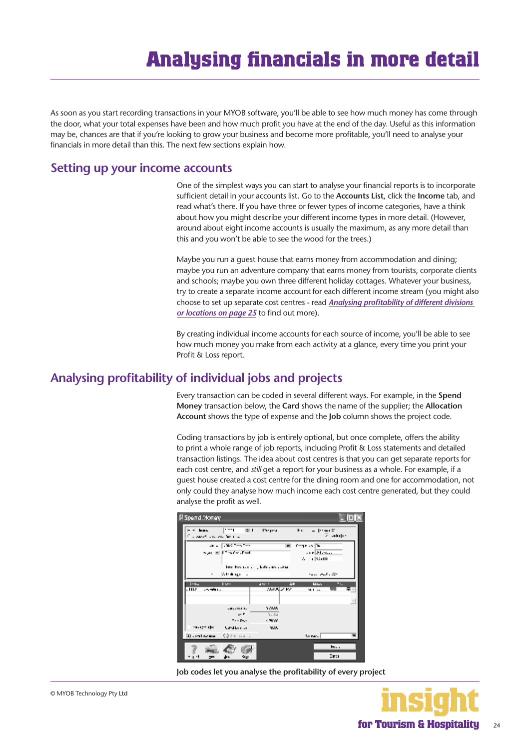# Analysing financials in more detail

As soon as you start recording transactions in your MYOB software, you'll be able to see how much money has come through the door, what your total expenses have been and how much profit you have at the end of the day. Useful as this information may be, chances are that if you're looking to grow your business and become more profitable, you'll need to analyse your financials in more detail than this. The next few sections explain how.

## Setting up your income accounts

One of the simplest ways you can start to analyse your financial reports is to incorporate sufficient detail in your accounts list. Go to the **Accounts List**, click the **Income** tab, and read what's there. If you have three or fewer types of income categories, have a think about how you might describe your different income types in more detail. (However, around about eight income accounts is usually the maximum, as any more detail than this and you won't be able to see the wood for the trees.)

Maybe you run a guest house that earns money from accommodation and dining; maybe you run an adventure company that earns money from tourists, corporate clients and schools; maybe you own three different holiday cottages. Whatever your business, try to create a separate income account for each different income stream (you might also choose to set up separate cost centres - read *Analysing profitability of different divisions or locations on page 25* to find out more).

By creating individual income accounts for each source of income, you'll be able to see how much money you make from each activity at a glance, every time you print your Profit & Loss report.

## Analysing profitability of individual jobs and projects

Every transaction can be coded in several different ways. For example, in the **Spend Money** transaction below, the **Card** shows the name of the supplier; the **Allocation Account** shows the type of expense and the **Job** column shows the project code.

Coding transactions by job is entirely optional, but once complete, offers the ability to print a whole range of job reports, including Profit & Loss statements and detailed transaction listings. The idea about cost centres is that you can get separate reports for each cost centre, and *still* get a report for your business as a whole. For example, if a guest house created a cost centre for the dining room and one for accommodation, not only could they analyse how much income each cost centre generated, but they could analyse the profit as well.

**Job codes let you analyse the profitability of every project**

© MYOB Technology Pty Ltd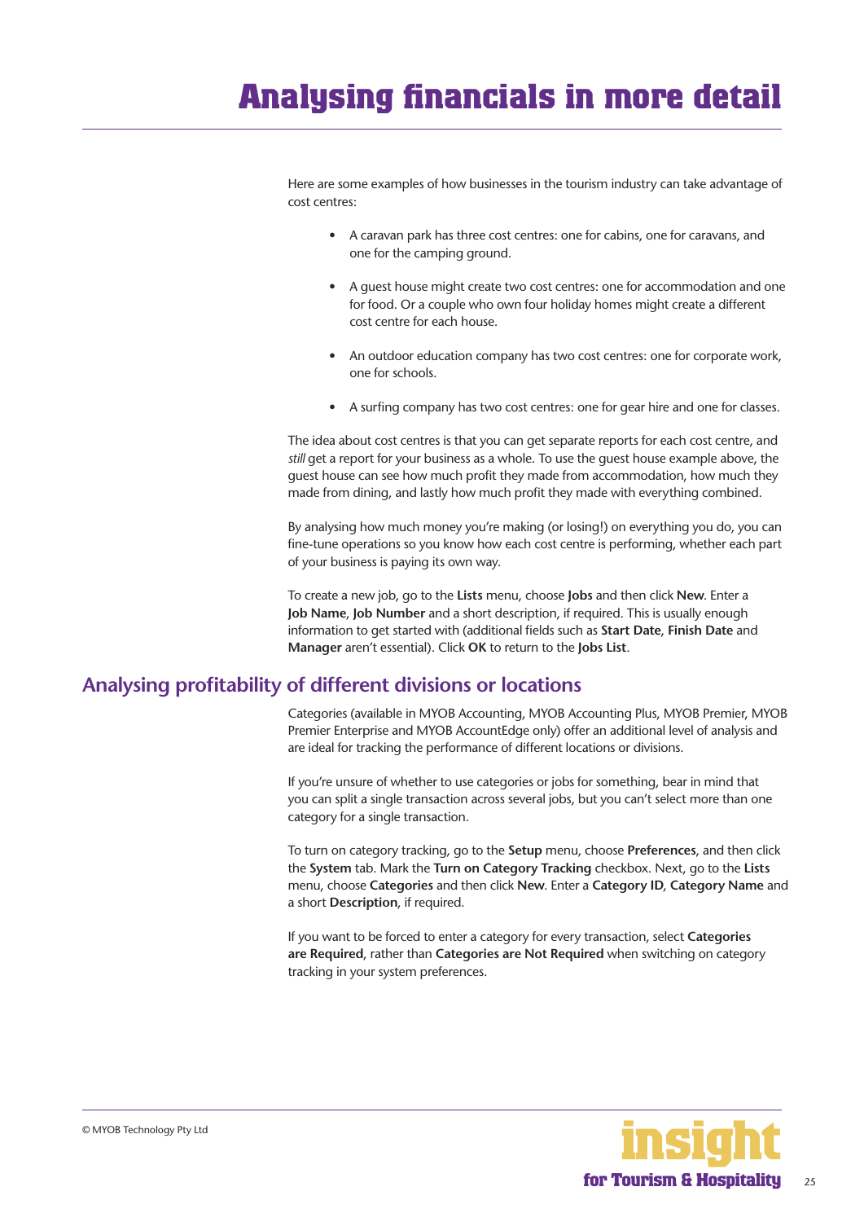# Analysing financials in more detail

Here are some examples of how businesses in the tourism industry can take advantage of cost centres:

- A caravan park has three cost centres: one for cabins, one for caravans, and one for the camping ground.
- A guest house might create two cost centres: one for accommodation and one for food. Or a couple who own four holiday homes might create a different cost centre for each house.
- An outdoor education company has two cost centres: one for corporate work, one for schools.
- A surfing company has two cost centres: one for gear hire and one for classes.

The idea about cost centres is that you can get separate reports for each cost centre, and *still* get a report for your business as a whole. To use the guest house example above, the guest house can see how much profit they made from accommodation, how much they made from dining, and lastly how much profit they made with everything combined.

By analysing how much money you're making (or losing!) on everything you do, you can fine-tune operations so you know how each cost centre is performing, whether each part of your business is paying its own way.

To create a new job, go to the **Lists** menu, choose **Jobs** and then click **New**. Enter a **Job Name**, **Job Number** and a short description, if required. This is usually enough information to get started with (additional fields such as **Start Date**, **Finish Date** and **Manager** aren't essential). Click **OK** to return to the **Jobs List**.

## Analysing profitability of different divisions or locations

Categories (available in MYOB Accounting, MYOB Accounting Plus, MYOB Premier, MYOB Premier Enterprise and MYOB AccountEdge only) offer an additional level of analysis and are ideal for tracking the performance of different locations or divisions.

If you're unsure of whether to use categories or jobs for something, bear in mind that you can split a single transaction across several jobs, but you can't select more than one category for a single transaction.

To turn on category tracking, go to the **Setup** menu, choose **Preferences**, and then click the **System** tab. Mark the **Turn on Category Tracking** checkbox. Next, go to the **Lists** menu, choose **Categories** and then click **New**. Enter a **Category ID**, **Category Name** and a short **Description**, if required.

If you want to be forced to enter a category for every transaction, select **Categories are Required**, rather than **Categories are Not Required** when switching on category tracking in your system preferences.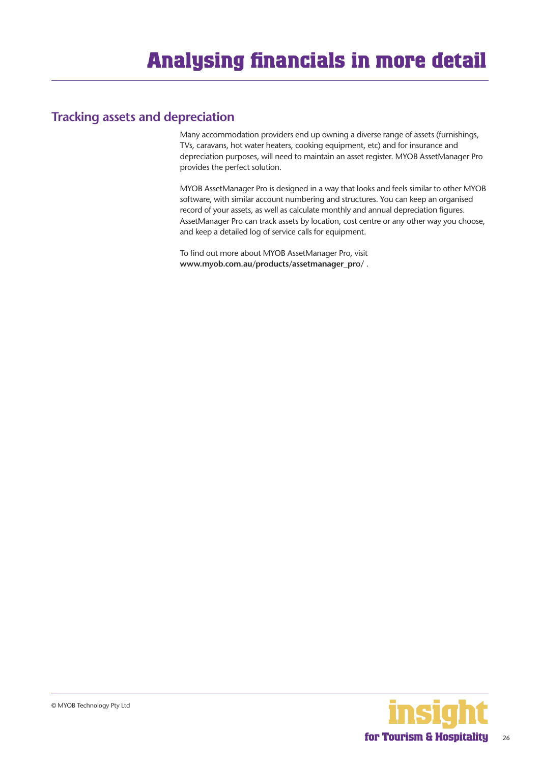# Analysing financials in more detail

## Tracking assets and depreciation

Many accommodation providers end up owning a diverse range of assets (furnishings, TVs, caravans, hot water heaters, cooking equipment, etc) and for insurance and depreciation purposes, will need to maintain an asset register. MYOB AssetManager Pro provides the perfect solution.

MYOB AssetManager Pro is designed in a way that looks and feels similar to other MYOB software, with similar account numbering and structures. You can keep an organised record of your assets, as well as calculate monthly and annual depreciation figures. AssetManager Pro can track assets by location, cost centre or any other way you choose, and keep a detailed log of service calls for equipment.

To find out more about MYOB AssetManager Pro, visit **www.myob.com.au/products/assetmanager_pro/** .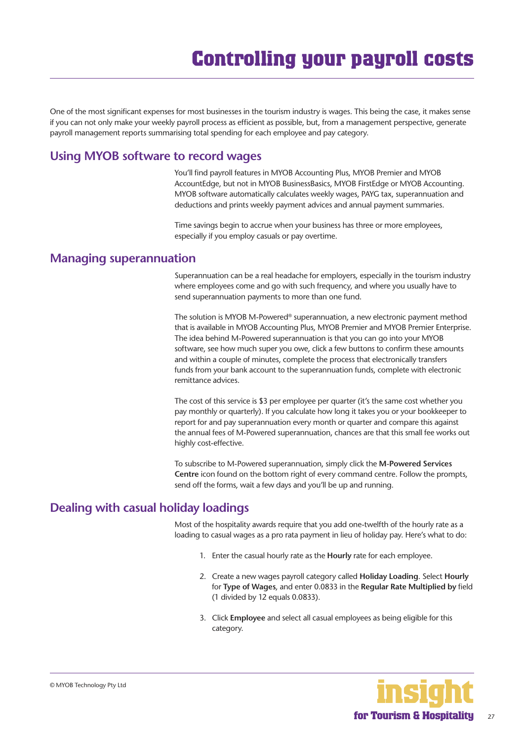# Controlling your payroll costs

One of the most significant expenses for most businesses in the tourism industry is wages. This being the case, it makes sense if you can not only make your weekly payroll process as efficient as possible, but, from a management perspective, generate payroll management reports summarising total spending for each employee and pay category.

## Using MYOB software to record wages

You'll find payroll features in MYOB Accounting Plus, MYOB Premier and MYOB AccountEdge, but not in MYOB BusinessBasics, MYOB FirstEdge or MYOB Accounting. MYOB software automatically calculates weekly wages, PAYG tax, superannuation and deductions and prints weekly payment advices and annual payment summaries.

Time savings begin to accrue when your business has three or more employees, especially if you employ casuals or pay overtime.

## Managing superannuation

Superannuation can be a real headache for employers, especially in the tourism industry where employees come and go with such frequency, and where you usually have to send superannuation payments to more than one fund.

The solution is MYOB M-Powered® superannuation, a new electronic payment method that is available in MYOB Accounting Plus, MYOB Premier and MYOB Premier Enterprise. The idea behind M-Powered superannuation is that you can go into your MYOB software, see how much super you owe, click a few buttons to confirm these amounts and within a couple of minutes, complete the process that electronically transfers funds from your bank account to the superannuation funds, complete with electronic remittance advices.

The cost of this service is $3 per employee per quarter (it's the same cost whether you pay monthly or quarterly). If you calculate how long it takes you or your bookkeeper to report for and pay superannuation every month or quarter and compare this against the annual fees of M-Powered superannuation, chances are that this small fee works out highly cost-effective.

To subscribe to M-Powered superannuation, simply click the **M-Powered Services Centre** icon found on the bottom right of every command centre. Follow the prompts, send off the forms, wait a few days and you'll be up and running.

## Dealing with casual holiday loadings

Most of the hospitality awards require that you add one-twelfth of the hourly rate as a loading to casual wages as a pro rata payment in lieu of holiday pay. Here's what to do:

1. Enter the casual hourly rate as the **Hourly** rate for each employee.
2. Create a new wages payroll category called **Holiday Loading**. Select **Hourly** for **Type of Wages**, and enter 0.0833 in the **Regular Rate Multiplied by** field (1 divided by 12 equals 0.0833).
3. Click **Employee** and select all casual employees as being eligible for this category.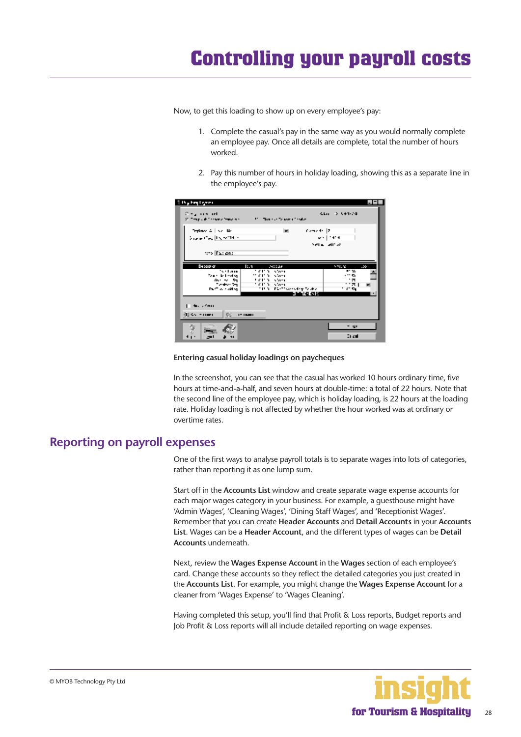# Controlling your payroll costs

Now, to get this loading to show up on every employee's pay:

1. Complete the casual's pay in the same way as you would normally complete an employee pay. Once all details are complete, total the number of hours worked.

2. Pay this number of hours in holiday loading, showing this as a separate line in the employee's pay.

**Entering casual holiday loadings on paycheques**

In the screenshot, you can see that the casual has worked 10 hours ordinary time, five hours at time-and-a-half, and seven hours at double-time: a total of 22 hours. Note that the second line of the employee pay, which is holiday loading, is 22 hours at the loading rate. Holiday loading is not affected by whether the hour worked was at ordinary or overtime rates.

## Reporting on payroll expenses

One of the first ways to analyse payroll totals is to separate wages into lots of categories, rather than reporting it as one lump sum.

Start off in the **Accounts List** window and create separate wage expense accounts for each major wages category in your business. For example, a guesthouse might have 'Admin Wages', 'Cleaning Wages', 'Dining Staff Wages', and 'Receptionist Wages'. Remember that you can create **Header Accounts** and **Detail Accounts** in your **Accounts List**. Wages can be a **Header Account**, and the different types of wages can be **Detail Accounts** underneath.

Next, review the **Wages Expense Account** in the **Wages** section of each employee's card. Change these accounts so they reflect the detailed categories you just created in the **Accounts List**. For example, you might change the **Wages Expense Account** for a cleaner from 'Wages Expense' to 'Wages Cleaning'.

Having completed this setup, you'll find that Profit & Loss reports, Budget reports and Job Profit & Loss reports will all include detailed reporting on wage expenses.

© MYOB Technology Pty Ltd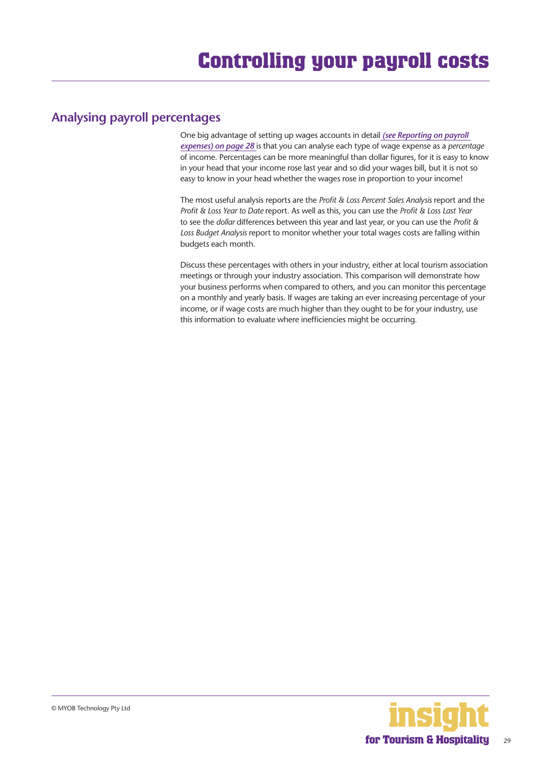# Controlling your payroll costs

## Analysing payroll percentages

One big advantage of setting up wages accounts in detail ***(see Reporting on payroll expenses) on page 28*** is that you can analyse each type of wage expense as a *percentage* of income. Percentages can be more meaningful than dollar figures, for it is easy to know in your head that your income rose last year and so did your wages bill, but it is not so easy to know in your head whether the wages rose in proportion to your income!

The most useful analysis reports are the *Profit & Loss Percent Sales Analysis* report and the *Profit & Loss Year to Date* report. As well as this, you can use the *Profit & Loss Last Year* to see the *dollar* differences between this year and last year, or you can use the *Profit & Loss Budget Analysis* report to monitor whether your total wages costs are falling within budgets each month.

Discuss these percentages with others in your industry, either at local tourism association meetings or through your industry association. This comparison will demonstrate how your business performs when compared to others, and you can monitor this percentage on a monthly and yearly basis. If wages are taking an ever increasing percentage of your income, or if wage costs are much higher than they ought to be for your industry, use this information to evaluate where inefficiencies might be occurring.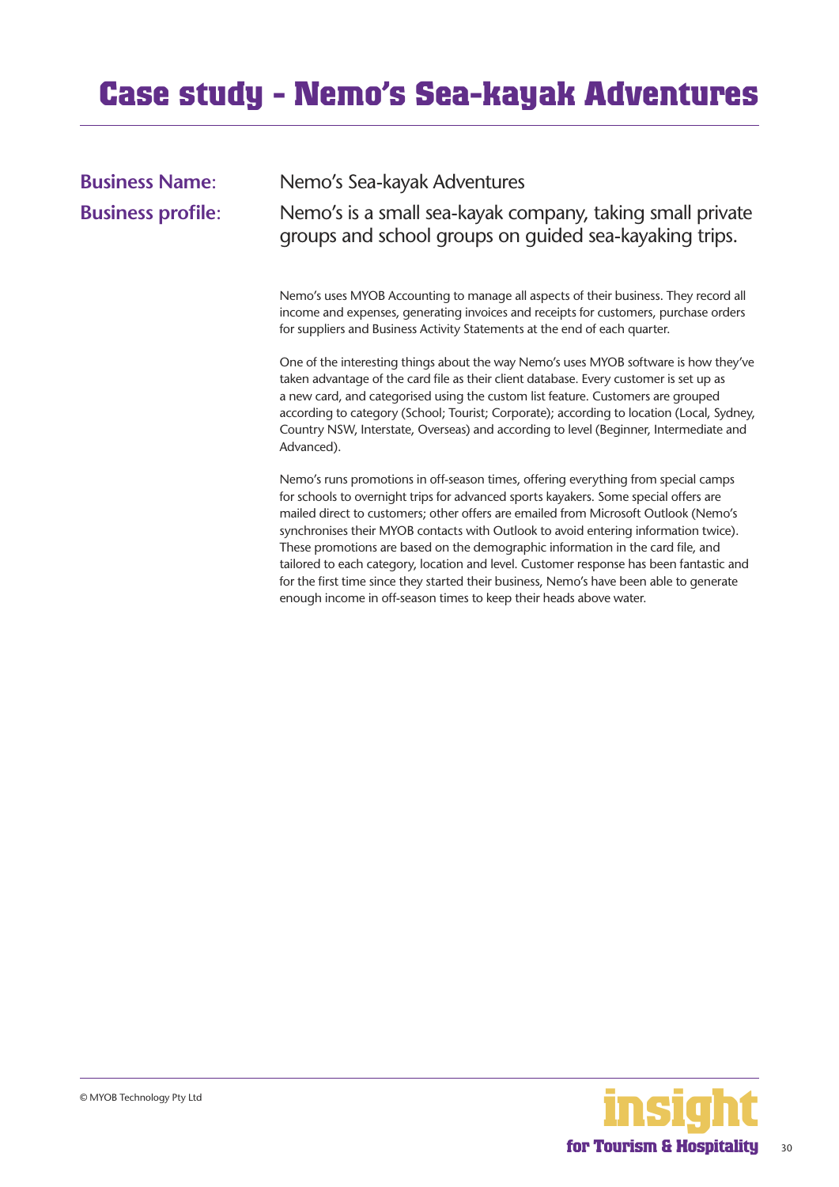# Case study - Nemo's Sea-kayak Adventures

**Business Name:** Nemo's Sea-kayak Adventures

**Business profile:** Nemo's is a small sea-kayak company, taking small private groups and school groups on guided sea-kayaking trips.

Nemo's uses MYOB Accounting to manage all aspects of their business. They record all income and expenses, generating invoices and receipts for customers, purchase orders for suppliers and Business Activity Statements at the end of each quarter.

One of the interesting things about the way Nemo's uses MYOB software is how they've taken advantage of the card file as their client database. Every customer is set up as a new card, and categorised using the custom list feature. Customers are grouped according to category (School; Tourist; Corporate); according to location (Local, Sydney, Country NSW, Interstate, Overseas) and according to level (Beginner, Intermediate and Advanced).

Nemo's runs promotions in off-season times, offering everything from special camps for schools to overnight trips for advanced sports kayakers. Some special offers are mailed direct to customers; other offers are emailed from Microsoft Outlook (Nemo's synchronises their MYOB contacts with Outlook to avoid entering information twice). These promotions are based on the demographic information in the card file, and tailored to each category, location and level. Customer response has been fantastic and for the first time since they started their business, Nemo's have been able to generate enough income in off-season times to keep their heads above water.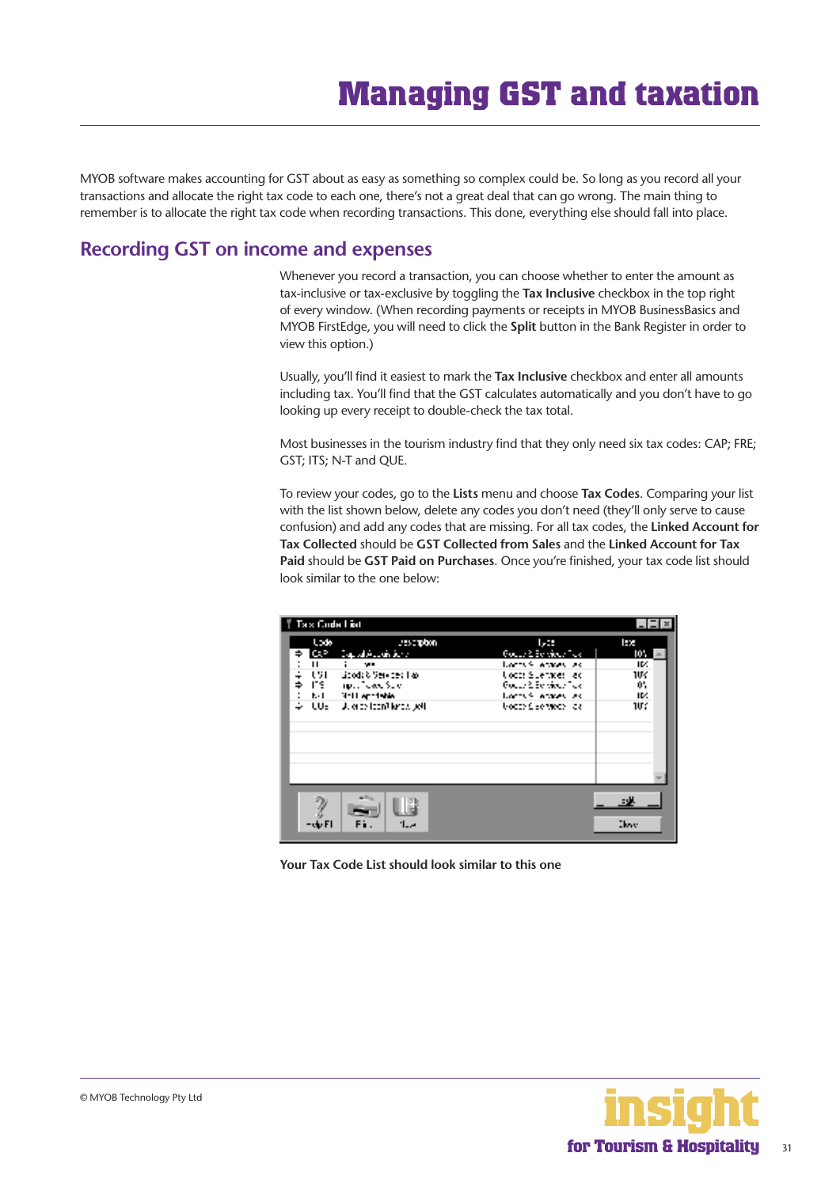# Managing GST and taxation

MYOB software makes accounting for GST about as easy as something so complex could be. So long as you record all your transactions and allocate the right tax code to each one, there's not a great deal that can go wrong. The main thing to remember is to allocate the right tax code when recording transactions. This done, everything else should fall into place.

## Recording GST on income and expenses

Whenever you record a transaction, you can choose whether to enter the amount as tax-inclusive or tax-exclusive by toggling the **Tax Inclusive** checkbox in the top right of every window. (When recording payments or receipts in MYOB BusinessBasics and MYOB FirstEdge, you will need to click the **Split** button in the Bank Register in order to view this option.)

Usually, you'll find it easiest to mark the **Tax Inclusive** checkbox and enter all amounts including tax. You'll find that the GST calculates automatically and you don't have to go looking up every receipt to double-check the tax total.

Most businesses in the tourism industry find that they only need six tax codes: CAP; FRE; GST; ITS; N-T and QUE.

To review your codes, go to the **Lists** menu and choose **Tax Codes**. Comparing your list with the list shown below, delete any codes you don't need (they'll only serve to cause confusion) and add any codes that are missing. For all tax codes, the **Linked Account for Tax Collected** should be **GST Collected from Sales** and the **Linked Account for Tax Paid** should be **GST Paid on Purchases**. Once you're finished, your tax code list should look similar to the one below:

**Your Tax Code List should look similar to this one**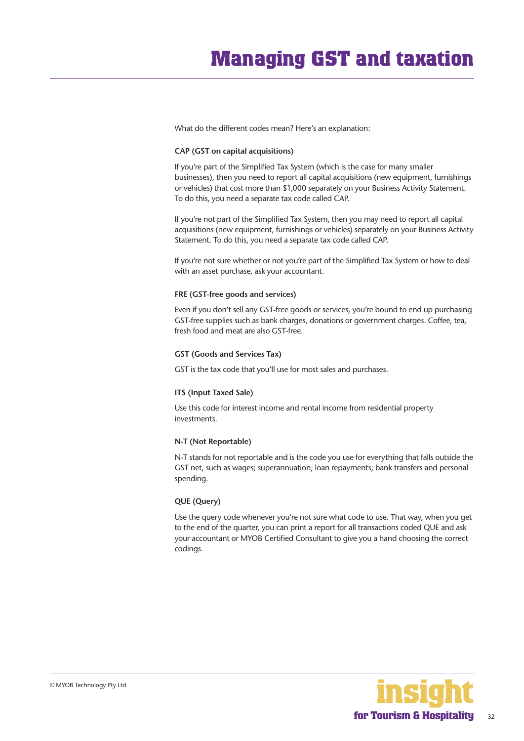What do the different codes mean? Here's an explanation:

**CAP (GST on capital acquisitions)**

If you're part of the Simplified Tax System (which is the case for many smaller businesses), then you need to report all capital acquisitions (new equipment, furnishings or vehicles) that cost more than $1,000 separately on your Business Activity Statement. To do this, you need a separate tax code called CAP.

If you're not part of the Simplified Tax System, then you may need to report all capital acquisitions (new equipment, furnishings or vehicles) separately on your Business Activity Statement. To do this, you need a separate tax code called CAP.

If you're not sure whether or not you're part of the Simplified Tax System or how to deal with an asset purchase, ask your accountant.

**FRE (GST-free goods and services)**

Even if you don't sell any GST-free goods or services, you're bound to end up purchasing GST-free supplies such as bank charges, donations or government charges. Coffee, tea, fresh food and meat are also GST-free.

**GST (Goods and Services Tax)**

GST is the tax code that you'll use for most sales and purchases.

**ITS (Input Taxed Sale)**

Use this code for interest income and rental income from residential property investments.

**N-T (Not Reportable)**

N-T stands for not reportable and is the code you use for everything that falls outside the GST net, such as wages; superannuation; loan repayments; bank transfers and personal spending.

**QUE (Query)**

Use the query code whenever you're not sure what code to use. That way, when you get to the end of the quarter, you can print a report for all transactions coded QUE and ask your accountant or MYOB Certified Consultant to give you a hand choosing the correct codings.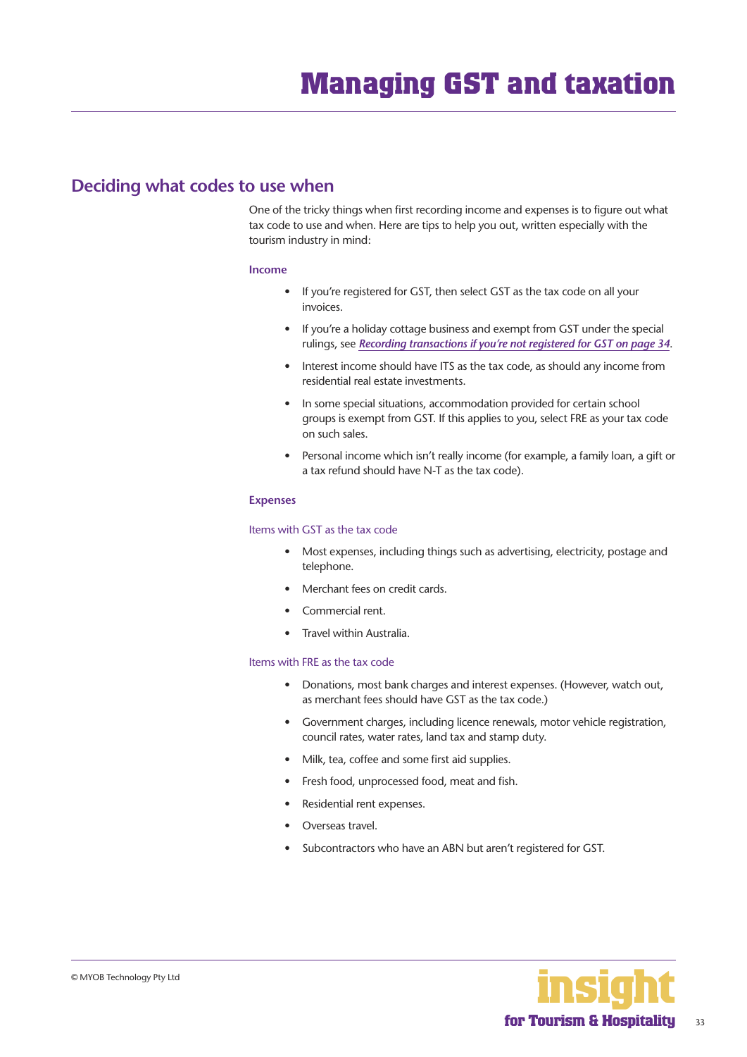# Managing GST and taxation

## Deciding what codes to use when

One of the tricky things when first recording income and expenses is to figure out what tax code to use and when. Here are tips to help you out, written especially with the tourism industry in mind:

### Income

- If you're registered for GST, then select GST as the tax code on all your invoices.
- If you're a holiday cottage business and exempt from GST under the special rulings, see ***Recording transactions if you're not registered for GST on page 34***.
- Interest income should have ITS as the tax code, as should any income from residential real estate investments.
- In some special situations, accommodation provided for certain school groups is exempt from GST. If this applies to you, select FRE as your tax code on such sales.
- Personal income which isn't really income (for example, a family loan, a gift or a tax refund should have N-T as the tax code).

### Expenses

#### Items with GST as the tax code

- Most expenses, including things such as advertising, electricity, postage and telephone.
- Merchant fees on credit cards.
- Commercial rent.
- Travel within Australia.

#### Items with FRE as the tax code

- Donations, most bank charges and interest expenses. (However, watch out, as merchant fees should have GST as the tax code.)
- Government charges, including licence renewals, motor vehicle registration, council rates, water rates, land tax and stamp duty.
- Milk, tea, coffee and some first aid supplies.
- Fresh food, unprocessed food, meat and fish.
- Residential rent expenses.
- Overseas travel.
- Subcontractors who have an ABN but aren't registered for GST.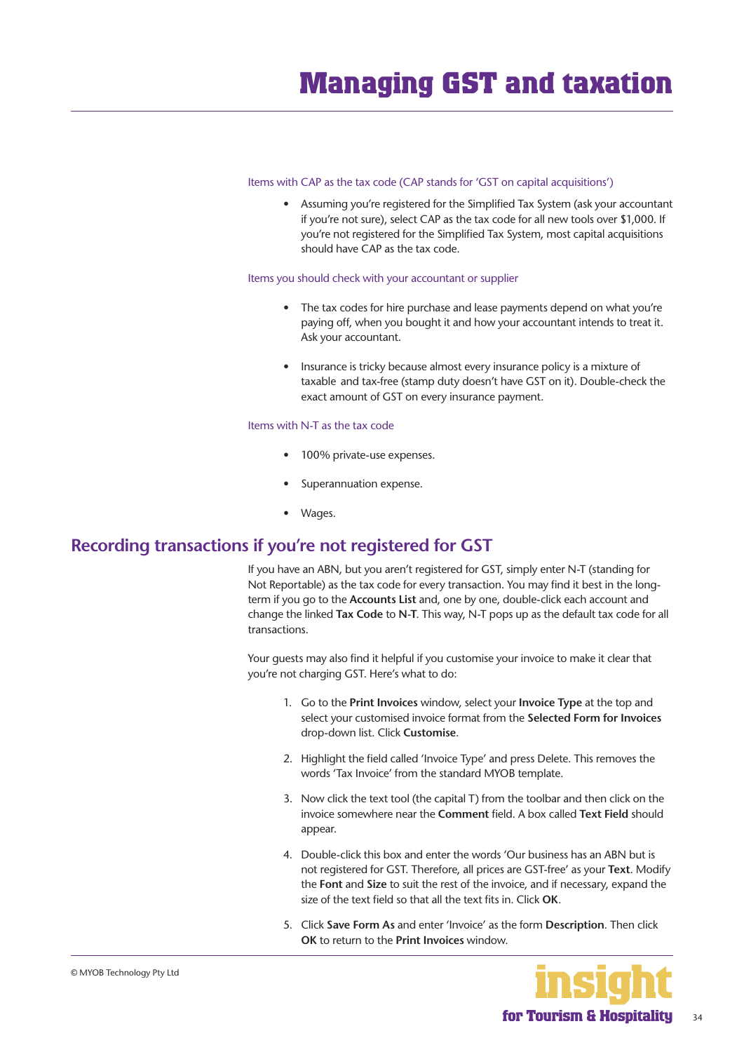# Managing GST and taxation

Items with CAP as the tax code (CAP stands for 'GST on capital acquisitions')

- Assuming you're registered for the Simplified Tax System (ask your accountant if you're not sure), select CAP as the tax code for all new tools over $1,000. If you're not registered for the Simplified Tax System, most capital acquisitions should have CAP as the tax code.

Items you should check with your accountant or supplier

- The tax codes for hire purchase and lease payments depend on what you're paying off, when you bought it and how your accountant intends to treat it. Ask your accountant.
- Insurance is tricky because almost every insurance policy is a mixture of taxable and tax-free (stamp duty doesn't have GST on it). Double-check the exact amount of GST on every insurance payment.

Items with N-T as the tax code

- 100% private-use expenses.
- Superannuation expense.
- Wages.

## Recording transactions if you're not registered for GST

If you have an ABN, but you aren't registered for GST, simply enter N-T (standing for Not Reportable) as the tax code for every transaction. You may find it best in the long-term if you go to the **Accounts List** and, one by one, double-click each account and change the linked **Tax Code** to **N-T**. This way, N-T pops up as the default tax code for all transactions.

Your guests may also find it helpful if you customise your invoice to make it clear that you're not charging GST. Here's what to do:

1. Go to the **Print Invoices** window, select your **Invoice Type** at the top and select your customised invoice format from the **Selected Form for Invoices** drop-down list. Click **Customise**.
2. Highlight the field called 'Invoice Type' and press Delete. This removes the words 'Tax Invoice' from the standard MYOB template.
3. Now click the text tool (the capital T) from the toolbar and then click on the invoice somewhere near the **Comment** field. A box called **Text Field** should appear.
4. Double-click this box and enter the words 'Our business has an ABN but is not registered for GST. Therefore, all prices are GST-free' as your **Text**. Modify the **Font** and **Size** to suit the rest of the invoice, and if necessary, expand the size of the text field so that all the text fits in. Click **OK**.
5. Click **Save Form As** and enter 'Invoice' as the form **Description**. Then click **OK** to return to the **Print Invoices** window.